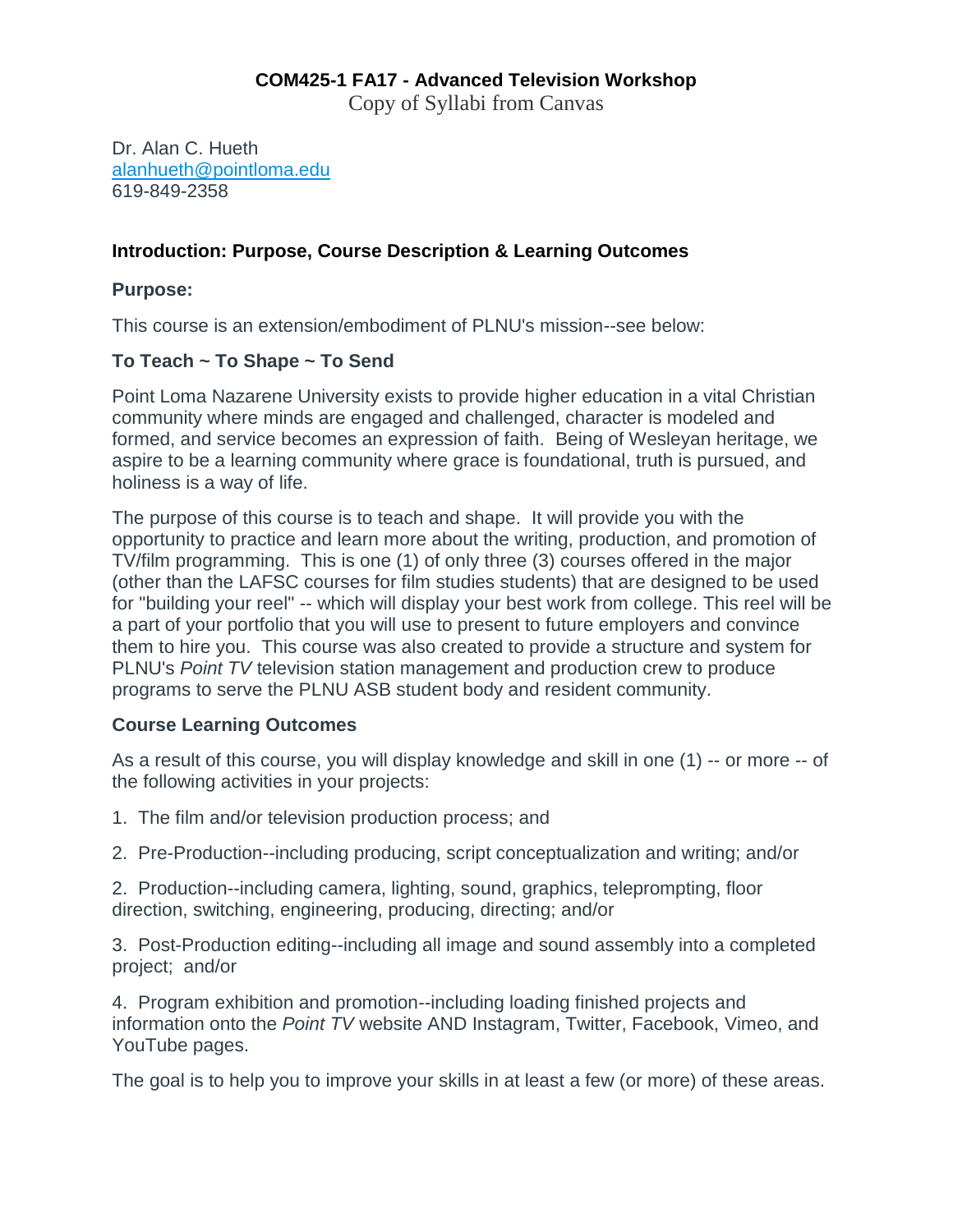# COM425-1 FA17 - Advanced Television Workshop

Copy of Syllabi from Canvas

Dr. Alan C. Hueth
alanhueth@pointloma.edu
619-849-2358

## Introduction: Purpose, Course Description & Learning Outcomes

### Purpose:

This course is an extension/embodiment of PLNU's mission--see below:

### To Teach ~ To Shape ~ To Send

Point Loma Nazarene University exists to provide higher education in a vital Christian community where minds are engaged and challenged, character is modeled and formed, and service becomes an expression of faith. Being of Wesleyan heritage, we aspire to be a learning community where grace is foundational, truth is pursued, and holiness is a way of life.

The purpose of this course is to teach and shape. It will provide you with the opportunity to practice and learn more about the writing, production, and promotion of TV/film programming. This is one (1) of only three (3) courses offered in the major (other than the LAFSC courses for film studies students) that are designed to be used for "building your reel" -- which will display your best work from college. This reel will be a part of your portfolio that you will use to present to future employers and convince them to hire you. This course was also created to provide a structure and system for PLNU's *Point TV* television station management and production crew to produce programs to serve the PLNU ASB student body and resident community.

### Course Learning Outcomes

As a result of this course, you will display knowledge and skill in one (1) -- or more -- of the following activities in your projects:

1. The film and/or television production process; and

2. Pre-Production--including producing, script conceptualization and writing; and/or

2. Production--including camera, lighting, sound, graphics, teleprompting, floor direction, switching, engineering, producing, directing; and/or

3. Post-Production editing--including all image and sound assembly into a completed project; and/or

4. Program exhibition and promotion--including loading finished projects and information onto the *Point TV* website AND Instagram, Twitter, Facebook, Vimeo, and YouTube pages.

The goal is to help you to improve your skills in at least a few (or more) of these areas.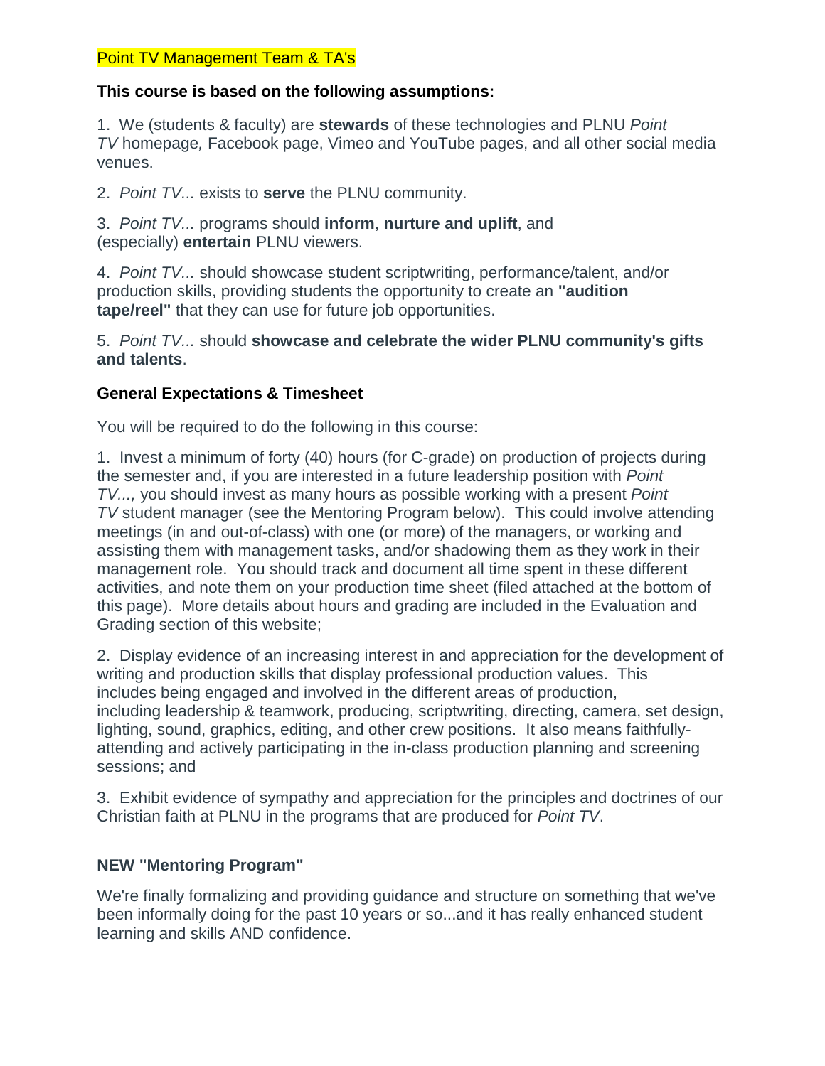Point TV Management Team & TA's

**This course is based on the following assumptions:**

1. We (students & faculty) are **stewards** of these technologies and PLNU *Point TV* homepage*,* Facebook page, Vimeo and YouTube pages, and all other social media venues.

2. *Point TV...* exists to **serve** the PLNU community.

3. *Point TV...* programs should **inform**, **nurture and uplift**, and (especially) **entertain** PLNU viewers.

4. *Point TV...* should showcase student scriptwriting, performance/talent, and/or production skills, providing students the opportunity to create an **"audition tape/reel"** that they can use for future job opportunities.

5. *Point TV...* should **showcase and celebrate the wider PLNU community's gifts and talents**.

**General Expectations & Timesheet**

You will be required to do the following in this course:

1. Invest a minimum of forty (40) hours (for C-grade) on production of projects during the semester and, if you are interested in a future leadership position with *Point TV...,* you should invest as many hours as possible working with a present *Point TV* student manager (see the Mentoring Program below). This could involve attending meetings (in and out-of-class) with one (or more) of the managers, or working and assisting them with management tasks, and/or shadowing them as they work in their management role. You should track and document all time spent in these different activities, and note them on your production time sheet (filed attached at the bottom of this page). More details about hours and grading are included in the Evaluation and Grading section of this website;

2. Display evidence of an increasing interest in and appreciation for the development of writing and production skills that display professional production values. This includes being engaged and involved in the different areas of production, including leadership & teamwork, producing, scriptwriting, directing, camera, set design, lighting, sound, graphics, editing, and other crew positions. It also means faithfully-attending and actively participating in the in-class production planning and screening sessions; and

3. Exhibit evidence of sympathy and appreciation for the principles and doctrines of our Christian faith at PLNU in the programs that are produced for *Point TV*.

**NEW "Mentoring Program"**

We're finally formalizing and providing guidance and structure on something that we've been informally doing for the past 10 years or so...and it has really enhanced student learning and skills AND confidence.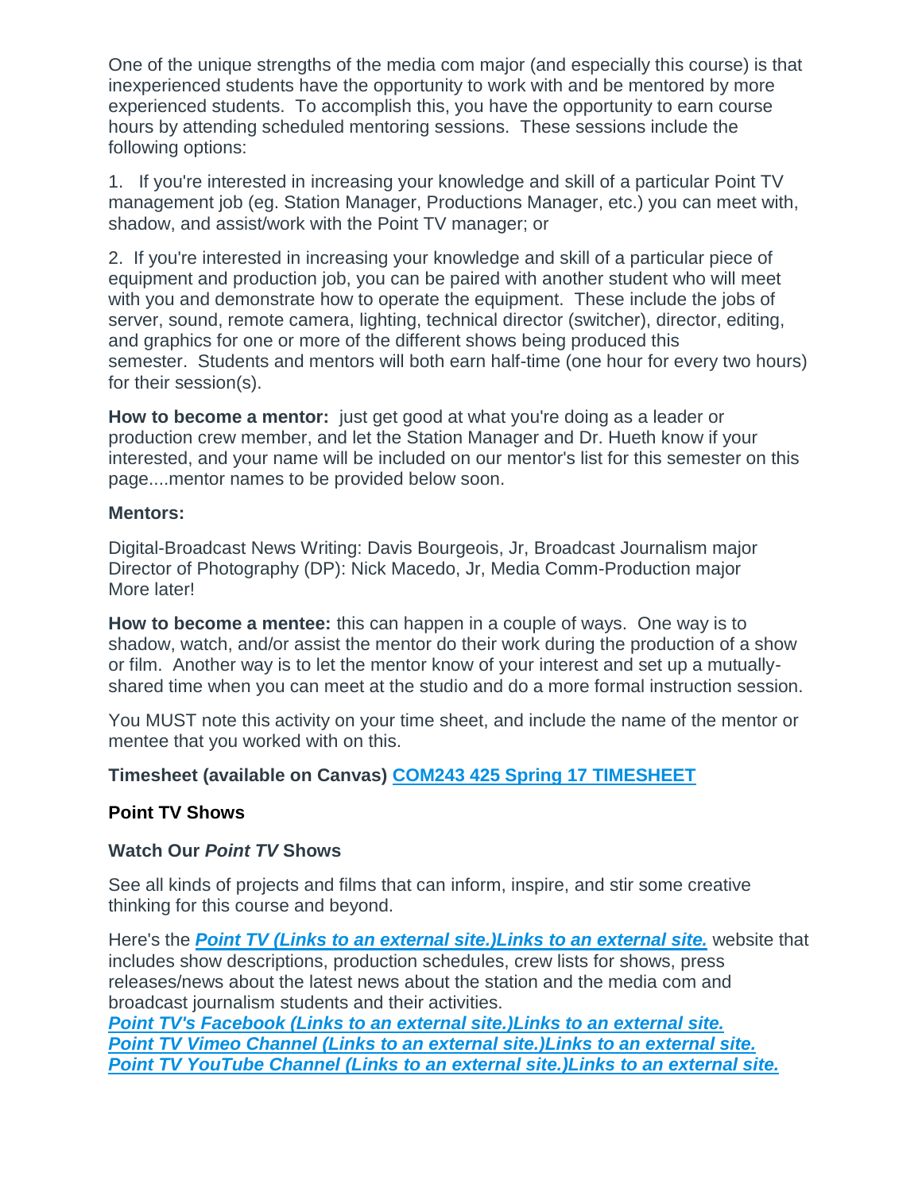One of the unique strengths of the media com major (and especially this course) is that inexperienced students have the opportunity to work with and be mentored by more experienced students. To accomplish this, you have the opportunity to earn course hours by attending scheduled mentoring sessions. These sessions include the following options:

1. If you're interested in increasing your knowledge and skill of a particular Point TV management job (eg. Station Manager, Productions Manager, etc.) you can meet with, shadow, and assist/work with the Point TV manager; or

2. If you're interested in increasing your knowledge and skill of a particular piece of equipment and production job, you can be paired with another student who will meet with you and demonstrate how to operate the equipment. These include the jobs of server, sound, remote camera, lighting, technical director (switcher), director, editing, and graphics for one or more of the different shows being produced this semester. Students and mentors will both earn half-time (one hour for every two hours) for their session(s).

**How to become a mentor:** just get good at what you're doing as a leader or production crew member, and let the Station Manager and Dr. Hueth know if your interested, and your name will be included on our mentor's list for this semester on this page....mentor names to be provided below soon.

**Mentors:**

Digital-Broadcast News Writing: Davis Bourgeois, Jr, Broadcast Journalism major
Director of Photography (DP): Nick Macedo, Jr, Media Comm-Production major
More later!

**How to become a mentee:** this can happen in a couple of ways. One way is to shadow, watch, and/or assist the mentor do their work during the production of a show or film. Another way is to let the mentor know of your interest and set up a mutually-shared time when you can meet at the studio and do a more formal instruction session.

You MUST note this activity on your time sheet, and include the name of the mentor or mentee that you worked with on this.

**Timesheet (available on Canvas) COM243 425 Spring 17 TIMESHEET**

**Point TV Shows**

**Watch Our *Point TV* Shows**

See all kinds of projects and films that can inform, inspire, and stir some creative thinking for this course and beyond.

Here's the ***Point TV (Links to an external site.)Links to an external site.*** website that includes show descriptions, production schedules, crew lists for shows, press releases/news about the latest news about the station and the media com and broadcast journalism students and their activities.
***Point TV's Facebook (Links to an external site.)Links to an external site.***
***Point TV Vimeo Channel (Links to an external site.)Links to an external site.***
***Point TV YouTube Channel (Links to an external site.)Links to an external site.***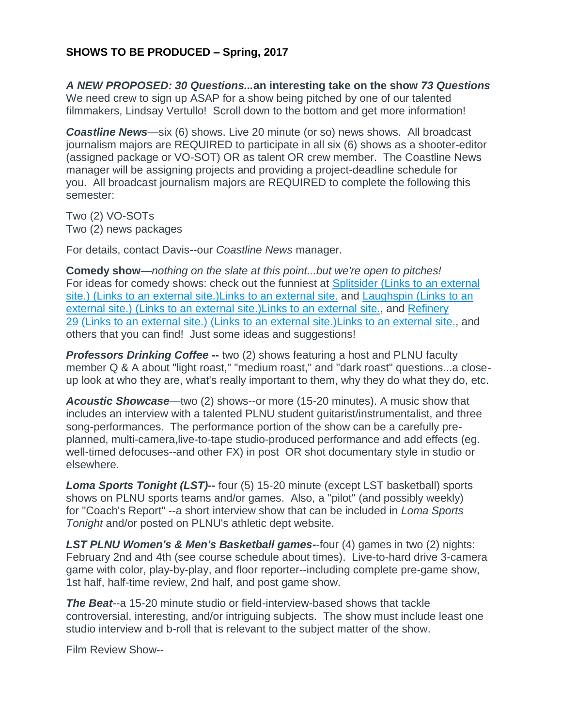**SHOWS TO BE PRODUCED – Spring, 2017**

***A NEW PROPOSED: 30 Questions...*an interesting take on the show *73 Questions***
We need crew to sign up ASAP for a show being pitched by one of our talented filmmakers, Lindsay Vertullo! Scroll down to the bottom and get more information!

***Coastline News***—six (6) shows. Live 20 minute (or so) news shows. All broadcast journalism majors are REQUIRED to participate in all six (6) shows as a shooter-editor (assigned package or VO-SOT) OR as talent OR crew member. The Coastline News manager will be assigning projects and providing a project-deadline schedule for you. All broadcast journalism majors are REQUIRED to complete the following this semester:

Two (2) VO-SOTs
Two (2) news packages

For details, contact Davis--our *Coastline News* manager.

**Comedy show**—*nothing on the slate at this point...but we're open to pitches!*
For ideas for comedy shows: check out the funniest at Splitsider (Links to an external site.) (Links to an external site.)Links to an external site. and Laughspin (Links to an external site.) (Links to an external site.)Links to an external site., and Refinery 29 (Links to an external site.) (Links to an external site.)Links to an external site., and others that you can find! Just some ideas and suggestions!

***Professors Drinking Coffee --*** two (2) shows featuring a host and PLNU faculty member Q & A about "light roast," "medium roast," and "dark roast" questions...a close-up look at who they are, what's really important to them, why they do what they do, etc.

***Acoustic Showcase***—two (2) shows--or more (15-20 minutes). A music show that includes an interview with a talented PLNU student guitarist/instrumentalist, and three song-performances. The performance portion of the show can be a carefully pre-planned, multi-camera,live-to-tape studio-produced performance and add effects (eg. well-timed defocuses--and other FX) in post OR shot documentary style in studio or elsewhere.

***Loma Sports Tonight (LST)--*** four (5) 15-20 minute (except LST basketball) sports shows on PLNU sports teams and/or games. Also, a "pilot" (and possibly weekly) for "Coach's Report" --a short interview show that can be included in *Loma Sports Tonight* and/or posted on PLNU's athletic dept website.

***LST PLNU Women's & Men's Basketball games-***-four (4) games in two (2) nights: February 2nd and 4th (see course schedule about times). Live-to-hard drive 3-camera game with color, play-by-play, and floor reporter--including complete pre-game show, 1st half, half-time review, 2nd half, and post game show.

***The Beat***--a 15-20 minute studio or field-interview-based shows that tackle controversial, interesting, and/or intriguing subjects. The show must include least one studio interview and b-roll that is relevant to the subject matter of the show.

Film Review Show--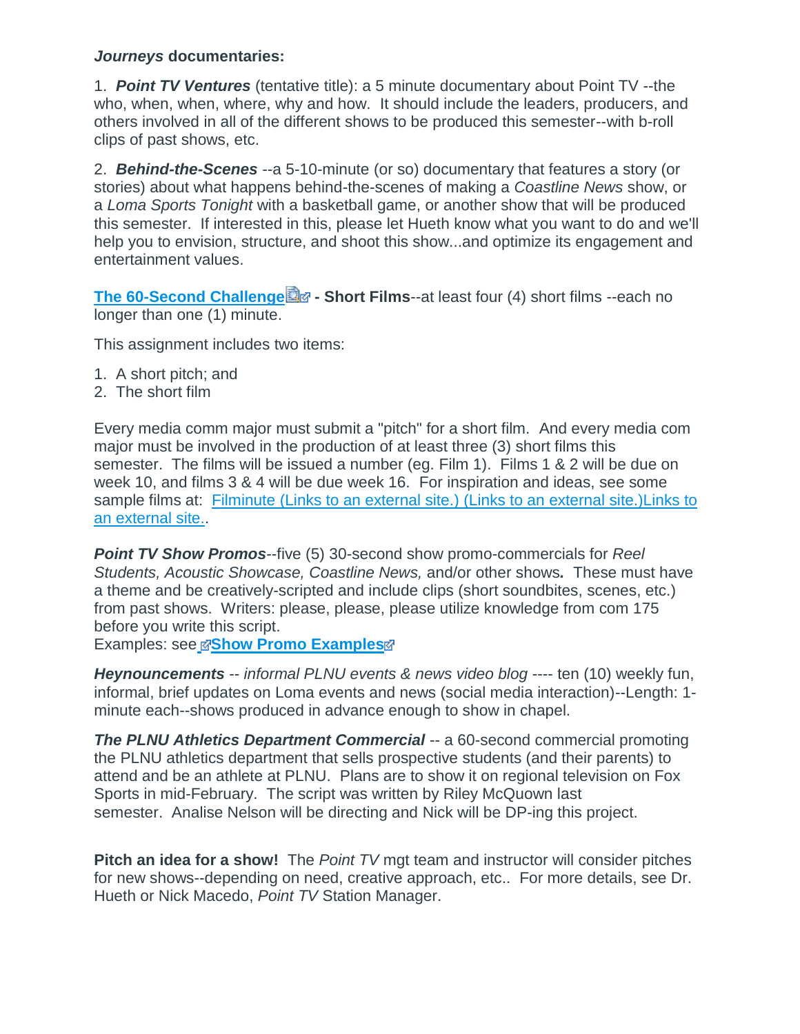***Journeys* documentaries:**

1. ***Point TV Ventures*** (tentative title): a 5 minute documentary about Point TV --the who, when, when, where, why and how. It should include the leaders, producers, and others involved in all of the different shows to be produced this semester--with b-roll clips of past shows, etc.

2. ***Behind-the-Scenes*** --a 5-10-minute (or so) documentary that features a story (or stories) about what happens behind-the-scenes of making a *Coastline News* show, or a *Loma Sports Tonight* with a basketball game, or another show that will be produced this semester. If interested in this, please let Hueth know what you want to do and we'll help you to envision, structure, and shoot this show...and optimize its engagement and entertainment values.

**The 60-Second Challenge - Short Films**--at least four (4) short films --each no longer than one (1) minute.

This assignment includes two items:

1. A short pitch; and
2. The short film

Every media comm major must submit a "pitch" for a short film. And every media com major must be involved in the production of at least three (3) short films this semester. The films will be issued a number (eg. Film 1). Films 1 & 2 will be due on week 10, and films 3 & 4 will be due week 16. For inspiration and ideas, see some sample films at: Filminute (Links to an external site.) (Links to an external site.)Links to an external site..

***Point TV Show Promos***--five (5) 30-second show promo-commercials for *Reel Students, Acoustic Showcase, Coastline News,* and/or other shows***.*** These must have a theme and be creatively-scripted and include clips (short soundbites, scenes, etc.) from past shows. Writers: please, please, please utilize knowledge from com 175 before you write this script.
Examples: see **Show Promo Examples**

***Heynouncements*** -- *informal PLNU events & news video blog* ---- ten (10) weekly fun, informal, brief updates on Loma events and news (social media interaction)--Length: 1-minute each--shows produced in advance enough to show in chapel.

***The PLNU Athletics Department Commercial*** -- a 60-second commercial promoting the PLNU athletics department that sells prospective students (and their parents) to attend and be an athlete at PLNU. Plans are to show it on regional television on Fox Sports in mid-February. The script was written by Riley McQuown last semester. Analise Nelson will be directing and Nick will be DP-ing this project.

**Pitch an idea for a show!** The *Point TV* mgt team and instructor will consider pitches for new shows--depending on need, creative approach, etc.. For more details, see Dr. Hueth or Nick Macedo, *Point TV* Station Manager.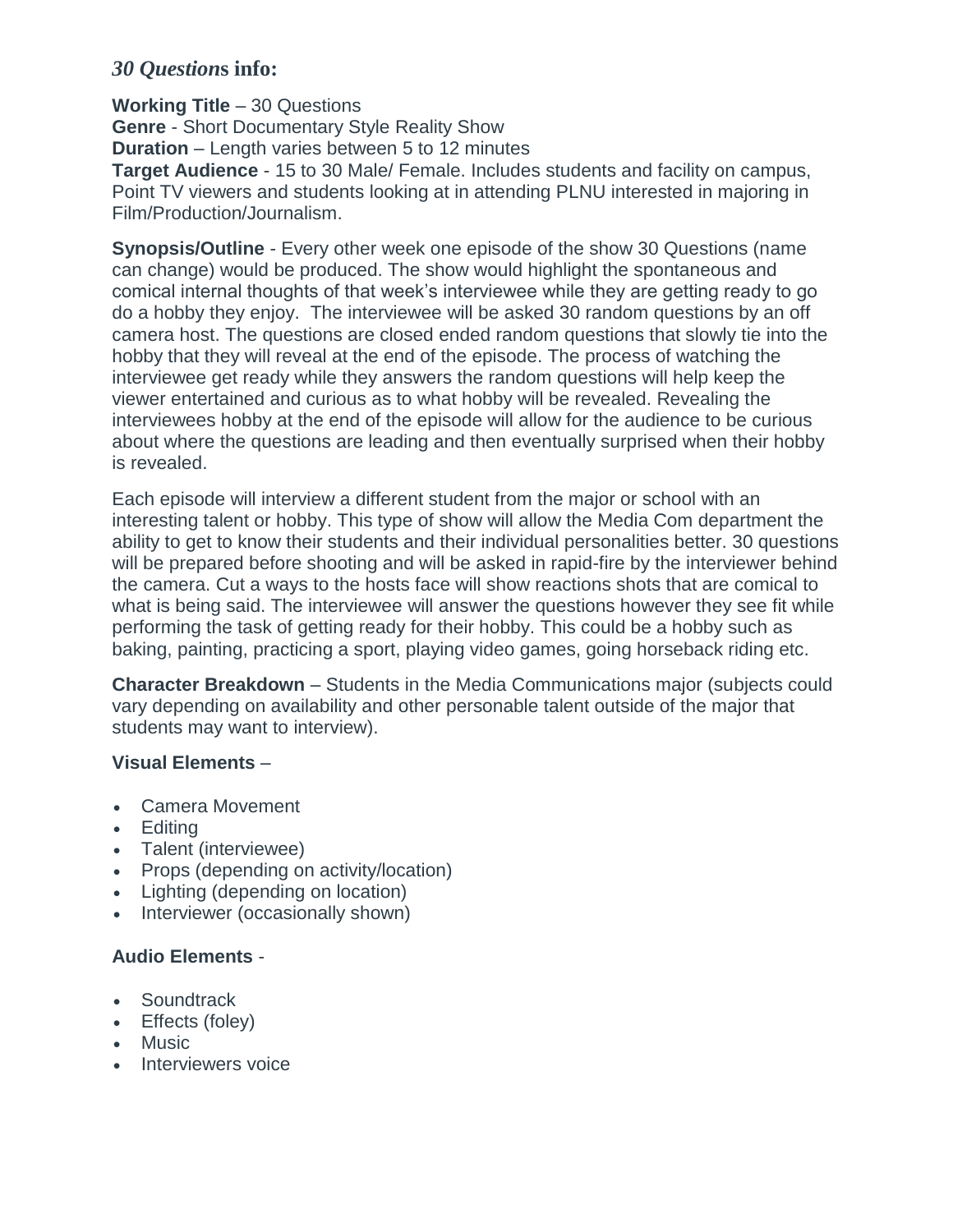## *30 Questions* info:

**Working Title** – 30 Questions
**Genre** - Short Documentary Style Reality Show
**Duration** – Length varies between 5 to 12 minutes
**Target Audience** - 15 to 30 Male/ Female. Includes students and facility on campus, Point TV viewers and students looking at in attending PLNU interested in majoring in Film/Production/Journalism.

**Synopsis/Outline** - Every other week one episode of the show 30 Questions (name can change) would be produced. The show would highlight the spontaneous and comical internal thoughts of that week's interviewee while they are getting ready to go do a hobby they enjoy. The interviewee will be asked 30 random questions by an off camera host. The questions are closed ended random questions that slowly tie into the hobby that they will reveal at the end of the episode. The process of watching the interviewee get ready while they answers the random questions will help keep the viewer entertained and curious as to what hobby will be revealed. Revealing the interviewees hobby at the end of the episode will allow for the audience to be curious about where the questions are leading and then eventually surprised when their hobby is revealed.

Each episode will interview a different student from the major or school with an interesting talent or hobby. This type of show will allow the Media Com department the ability to get to know their students and their individual personalities better. 30 questions will be prepared before shooting and will be asked in rapid-fire by the interviewer behind the camera. Cut a ways to the hosts face will show reactions shots that are comical to what is being said. The interviewee will answer the questions however they see fit while performing the task of getting ready for their hobby. This could be a hobby such as baking, painting, practicing a sport, playing video games, going horseback riding etc.

**Character Breakdown** – Students in the Media Communications major (subjects could vary depending on availability and other personable talent outside of the major that students may want to interview).

**Visual Elements** –

- Camera Movement
- Editing
- Talent (interviewee)
- Props (depending on activity/location)
- Lighting (depending on location)
- Interviewer (occasionally shown)

**Audio Elements** -

- Soundtrack
- Effects (foley)
- Music
- Interviewers voice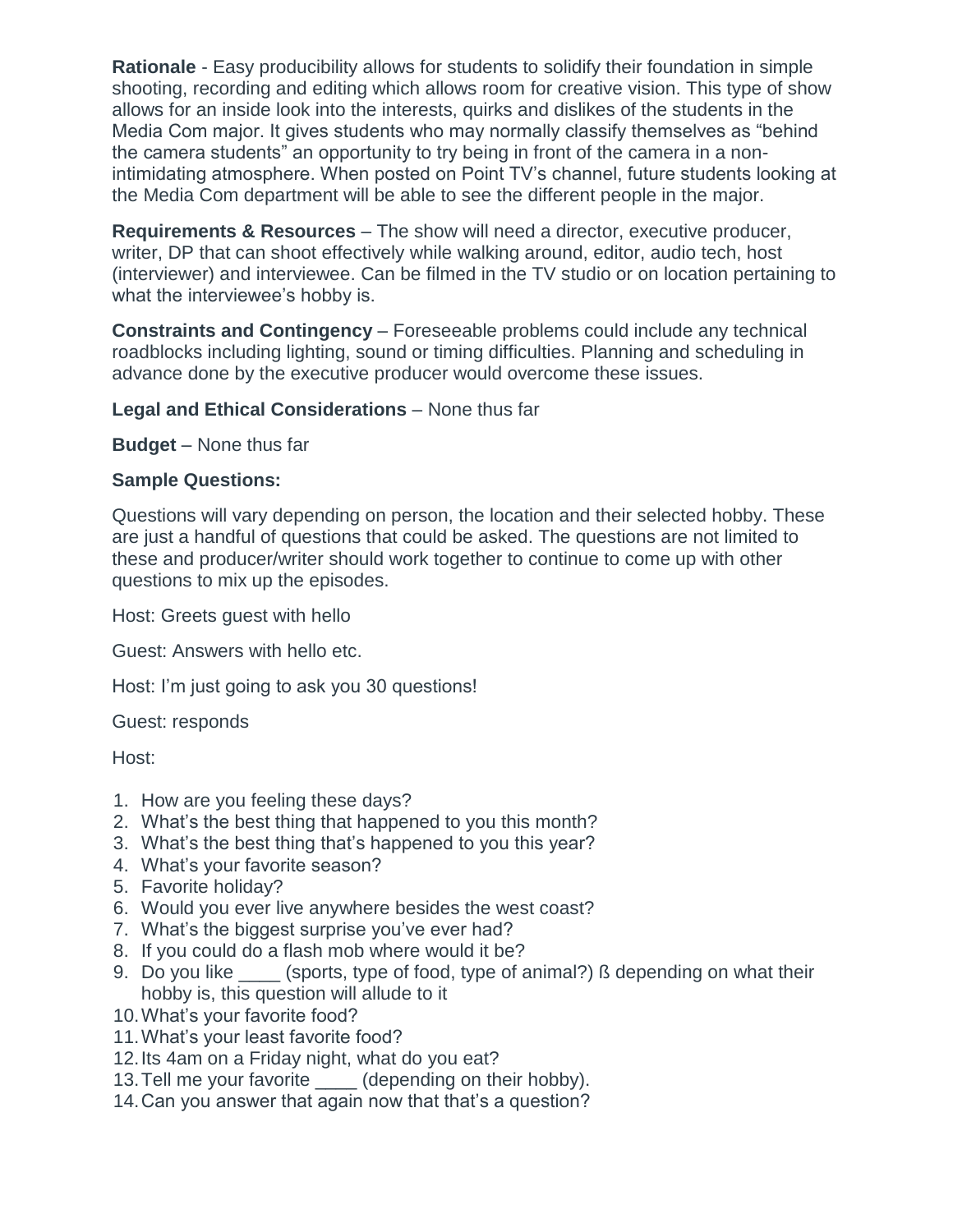**Rationale** - Easy producibility allows for students to solidify their foundation in simple shooting, recording and editing which allows room for creative vision. This type of show allows for an inside look into the interests, quirks and dislikes of the students in the Media Com major. It gives students who may normally classify themselves as "behind the camera students" an opportunity to try being in front of the camera in a non-intimidating atmosphere. When posted on Point TV's channel, future students looking at the Media Com department will be able to see the different people in the major.

**Requirements & Resources** – The show will need a director, executive producer, writer, DP that can shoot effectively while walking around, editor, audio tech, host (interviewer) and interviewee. Can be filmed in the TV studio or on location pertaining to what the interviewee's hobby is.

**Constraints and Contingency** – Foreseeable problems could include any technical roadblocks including lighting, sound or timing difficulties. Planning and scheduling in advance done by the executive producer would overcome these issues.

**Legal and Ethical Considerations** – None thus far

**Budget** – None thus far

**Sample Questions:**

Questions will vary depending on person, the location and their selected hobby. These are just a handful of questions that could be asked. The questions are not limited to these and producer/writer should work together to continue to come up with other questions to mix up the episodes.

Host: Greets guest with hello

Guest: Answers with hello etc.

Host: I'm just going to ask you 30 questions!

Guest: responds

Host:

1. How are you feeling these days?
2. What's the best thing that happened to you this month?
3. What's the best thing that's happened to you this year?
4. What's your favorite season?
5. Favorite holiday?
6. Would you ever live anywhere besides the west coast?
7. What's the biggest surprise you've ever had?
8. If you could do a flash mob where would it be?
9. Do you like ____ (sports, type of food, type of animal?) ß depending on what their hobby is, this question will allude to it
10. What's your favorite food?
11. What's your least favorite food?
12. Its 4am on a Friday night, what do you eat?
13. Tell me your favorite ____ (depending on their hobby).
14. Can you answer that again now that that's a question?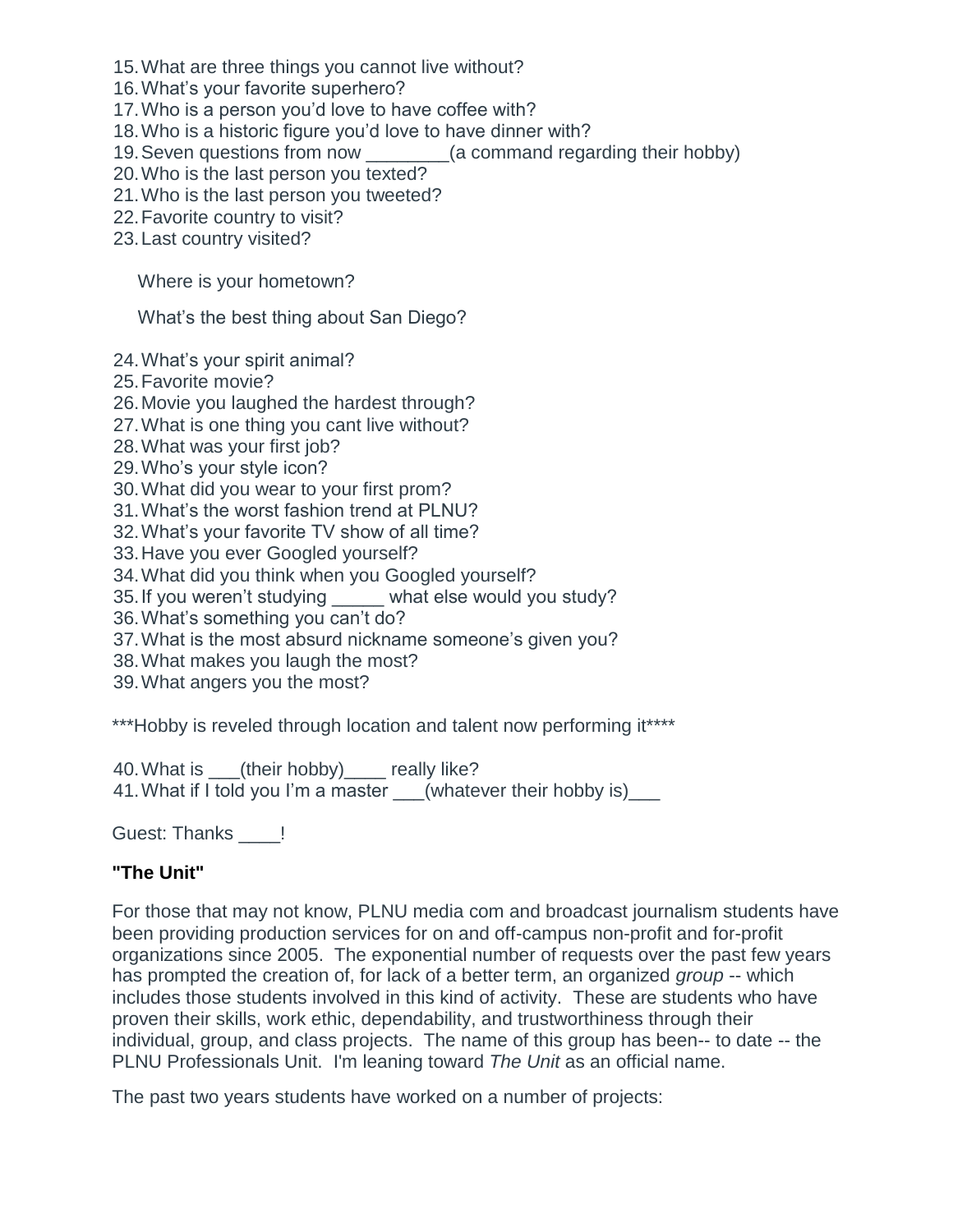15. What are three things you cannot live without?
16. What's your favorite superhero?
17. Who is a person you'd love to have coffee with?
18. Who is a historic figure you'd love to have dinner with?
19. Seven questions from now ________(a command regarding their hobby)
20. Who is the last person you texted?
21. Who is the last person you tweeted?
22. Favorite country to visit?
23. Last country visited?

    Where is your hometown?

    What's the best thing about San Diego?

24. What's your spirit animal?
25. Favorite movie?
26. Movie you laughed the hardest through?
27. What is one thing you cant live without?
28. What was your first job?
29. Who's your style icon?
30. What did you wear to your first prom?
31. What's the worst fashion trend at PLNU?
32. What's your favorite TV show of all time?
33. Have you ever Googled yourself?
34. What did you think when you Googled yourself?
35. If you weren't studying _____ what else would you study?
36. What's something you can't do?
37. What is the most absurd nickname someone's given you?
38. What makes you laugh the most?
39. What angers you the most?

***Hobby is reveled through location and talent now performing it****

40. What is ___(their hobby)____ really like?
41. What if I told you I'm a master ___(whatever their hobby is)___

Guest: Thanks ____!

**"The Unit"**

For those that may not know, PLNU media com and broadcast journalism students have been providing production services for on and off-campus non-profit and for-profit organizations since 2005. The exponential number of requests over the past few years has prompted the creation of, for lack of a better term, an organized *group* -- which includes those students involved in this kind of activity. These are students who have proven their skills, work ethic, dependability, and trustworthiness through their individual, group, and class projects. The name of this group has been-- to date -- the PLNU Professionals Unit. I'm leaning toward *The Unit* as an official name.

The past two years students have worked on a number of projects: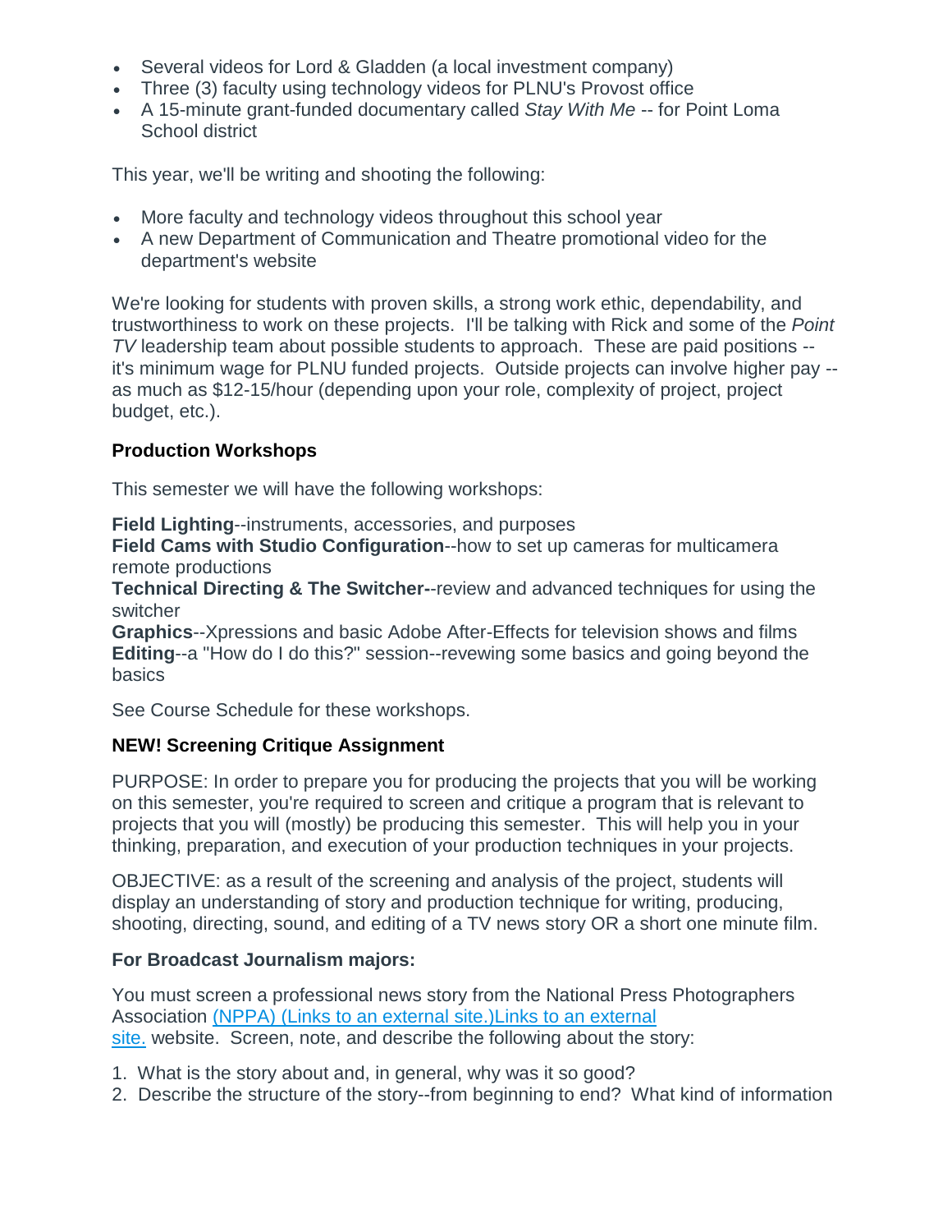- Several videos for Lord & Gladden (a local investment company)
- Three (3) faculty using technology videos for PLNU's Provost office
- A 15-minute grant-funded documentary called *Stay With Me* -- for Point Loma School district

This year, we'll be writing and shooting the following:

- More faculty and technology videos throughout this school year
- A new Department of Communication and Theatre promotional video for the department's website

We're looking for students with proven skills, a strong work ethic, dependability, and trustworthiness to work on these projects.  I'll be talking with Rick and some of the *Point TV* leadership team about possible students to approach.  These are paid positions -- it's minimum wage for PLNU funded projects.  Outside projects can involve higher pay -- as much as $12-15/hour (depending upon your role, complexity of project, project budget, etc.).

**Production Workshops**

This semester we will have the following workshops:

**Field Lighting**--instruments, accessories, and purposes
**Field Cams with Studio Configuration**--how to set up cameras for multicamera remote productions
**Technical Directing & The Switcher-**-review and advanced techniques for using the switcher
**Graphics**--Xpressions and basic Adobe After-Effects for television shows and films
**Editing**--a "How do I do this?" session--revewing some basics and going beyond the basics

See Course Schedule for these workshops.

**NEW! Screening Critique Assignment**

PURPOSE: In order to prepare you for producing the projects that you will be working on this semester, you're required to screen and critique a program that is relevant to projects that you will (mostly) be producing this semester.  This will help you in your thinking, preparation, and execution of your production techniques in your projects.

OBJECTIVE: as a result of the screening and analysis of the project, students will display an understanding of story and production technique for writing, producing, shooting, directing, sound, and editing of a TV news story OR a short one minute film.

**For Broadcast Journalism majors:**

You must screen a professional news story from the National Press Photographers Association (NPPA) (Links to an external site.)Links to an external site. website.  Screen, note, and describe the following about the story:

1. What is the story about and, in general, why was it so good?
2. Describe the structure of the story--from beginning to end?  What kind of information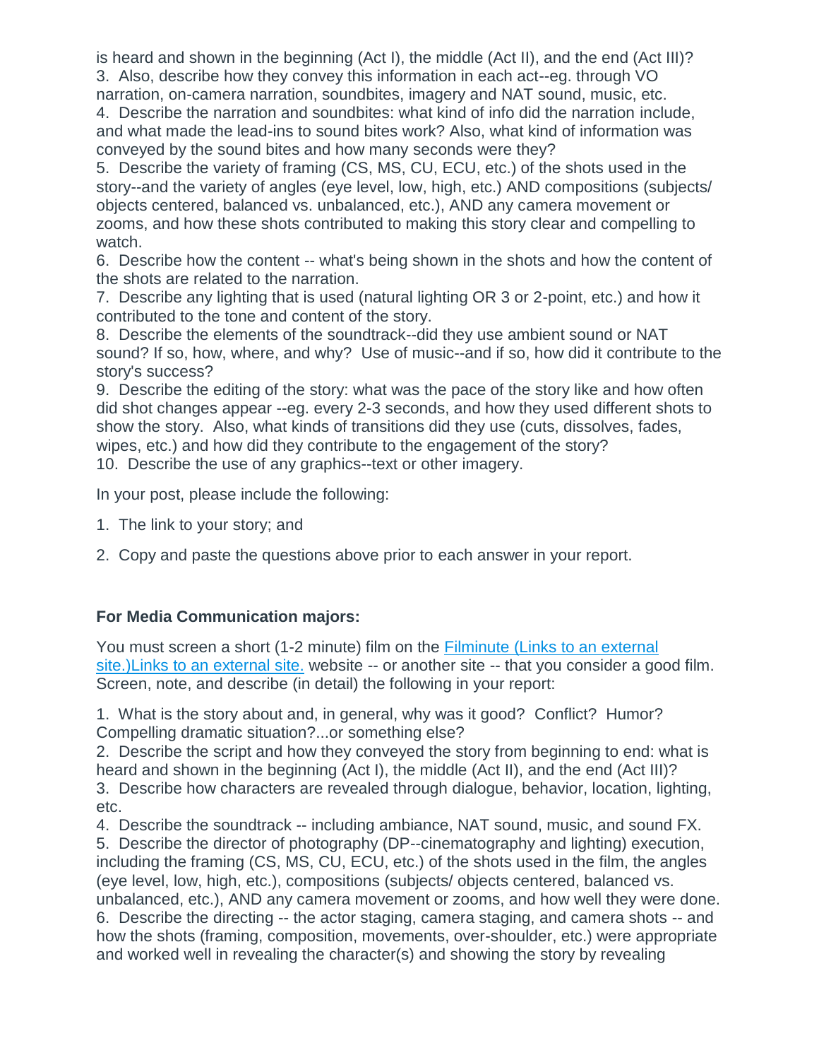is heard and shown in the beginning (Act I), the middle (Act II), and the end (Act III)?
3. Also, describe how they convey this information in each act--eg. through VO narration, on-camera narration, soundbites, imagery and NAT sound, music, etc.
4. Describe the narration and soundbites: what kind of info did the narration include, and what made the lead-ins to sound bites work? Also, what kind of information was conveyed by the sound bites and how many seconds were they?
5. Describe the variety of framing (CS, MS, CU, ECU, etc.) of the shots used in the story--and the variety of angles (eye level, low, high, etc.) AND compositions (subjects/ objects centered, balanced vs. unbalanced, etc.), AND any camera movement or zooms, and how these shots contributed to making this story clear and compelling to watch.
6. Describe how the content -- what's being shown in the shots and how the content of the shots are related to the narration.
7. Describe any lighting that is used (natural lighting OR 3 or 2-point, etc.) and how it contributed to the tone and content of the story.
8. Describe the elements of the soundtrack--did they use ambient sound or NAT sound? If so, how, where, and why? Use of music--and if so, how did it contribute to the story's success?
9. Describe the editing of the story: what was the pace of the story like and how often did shot changes appear --eg. every 2-3 seconds, and how they used different shots to show the story. Also, what kinds of transitions did they use (cuts, dissolves, fades, wipes, etc.) and how did they contribute to the engagement of the story?
10. Describe the use of any graphics--text or other imagery.

In your post, please include the following:

1. The link to your story; and

2. Copy and paste the questions above prior to each answer in your report.

**For Media Communication majors:**

You must screen a short (1-2 minute) film on the Filminute (Links to an external site.)Links to an external site. website -- or another site -- that you consider a good film. Screen, note, and describe (in detail) the following in your report:

1. What is the story about and, in general, why was it good? Conflict? Humor? Compelling dramatic situation?...or something else?
2. Describe the script and how they conveyed the story from beginning to end: what is heard and shown in the beginning (Act I), the middle (Act II), and the end (Act III)?
3. Describe how characters are revealed through dialogue, behavior, location, lighting, etc.
4. Describe the soundtrack -- including ambiance, NAT sound, music, and sound FX.
5. Describe the director of photography (DP--cinematography and lighting) execution, including the framing (CS, MS, CU, ECU, etc.) of the shots used in the film, the angles (eye level, low, high, etc.), compositions (subjects/ objects centered, balanced vs. unbalanced, etc.), AND any camera movement or zooms, and how well they were done.
6. Describe the directing -- the actor staging, camera staging, and camera shots -- and how the shots (framing, composition, movements, over-shoulder, etc.) were appropriate and worked well in revealing the character(s) and showing the story by revealing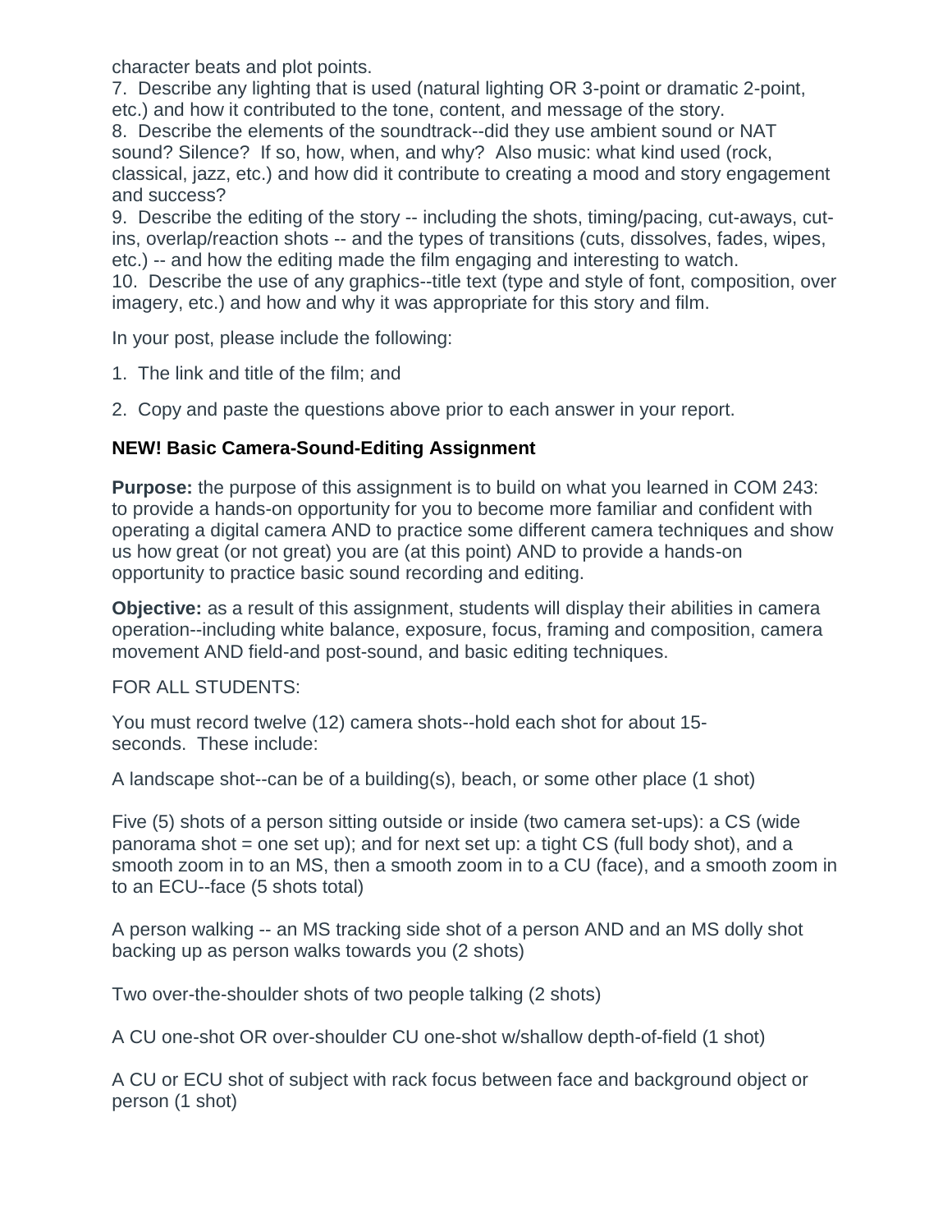character beats and plot points.

7. Describe any lighting that is used (natural lighting OR 3-point or dramatic 2-point, etc.) and how it contributed to the tone, content, and message of the story.

8. Describe the elements of the soundtrack--did they use ambient sound or NAT sound? Silence? If so, how, when, and why? Also music: what kind used (rock, classical, jazz, etc.) and how did it contribute to creating a mood and story engagement and success?

9. Describe the editing of the story -- including the shots, timing/pacing, cut-aways, cut-ins, overlap/reaction shots -- and the types of transitions (cuts, dissolves, fades, wipes, etc.) -- and how the editing made the film engaging and interesting to watch.

10. Describe the use of any graphics--title text (type and style of font, composition, over imagery, etc.) and how and why it was appropriate for this story and film.

In your post, please include the following:

1. The link and title of the film; and

2. Copy and paste the questions above prior to each answer in your report.

**NEW! Basic Camera-Sound-Editing Assignment**

**Purpose:** the purpose of this assignment is to build on what you learned in COM 243: to provide a hands-on opportunity for you to become more familiar and confident with operating a digital camera AND to practice some different camera techniques and show us how great (or not great) you are (at this point) AND to provide a hands-on opportunity to practice basic sound recording and editing.

**Objective:** as a result of this assignment, students will display their abilities in camera operation--including white balance, exposure, focus, framing and composition, camera movement AND field-and post-sound, and basic editing techniques.

FOR ALL STUDENTS:

You must record twelve (12) camera shots--hold each shot for about 15-seconds. These include:

A landscape shot--can be of a building(s), beach, or some other place (1 shot)

Five (5) shots of a person sitting outside or inside (two camera set-ups): a CS (wide panorama shot = one set up); and for next set up: a tight CS (full body shot), and a smooth zoom in to an MS, then a smooth zoom in to a CU (face), and a smooth zoom in to an ECU--face (5 shots total)

A person walking -- an MS tracking side shot of a person AND and an MS dolly shot backing up as person walks towards you (2 shots)

Two over-the-shoulder shots of two people talking (2 shots)

A CU one-shot OR over-shoulder CU one-shot w/shallow depth-of-field (1 shot)

A CU or ECU shot of subject with rack focus between face and background object or person (1 shot)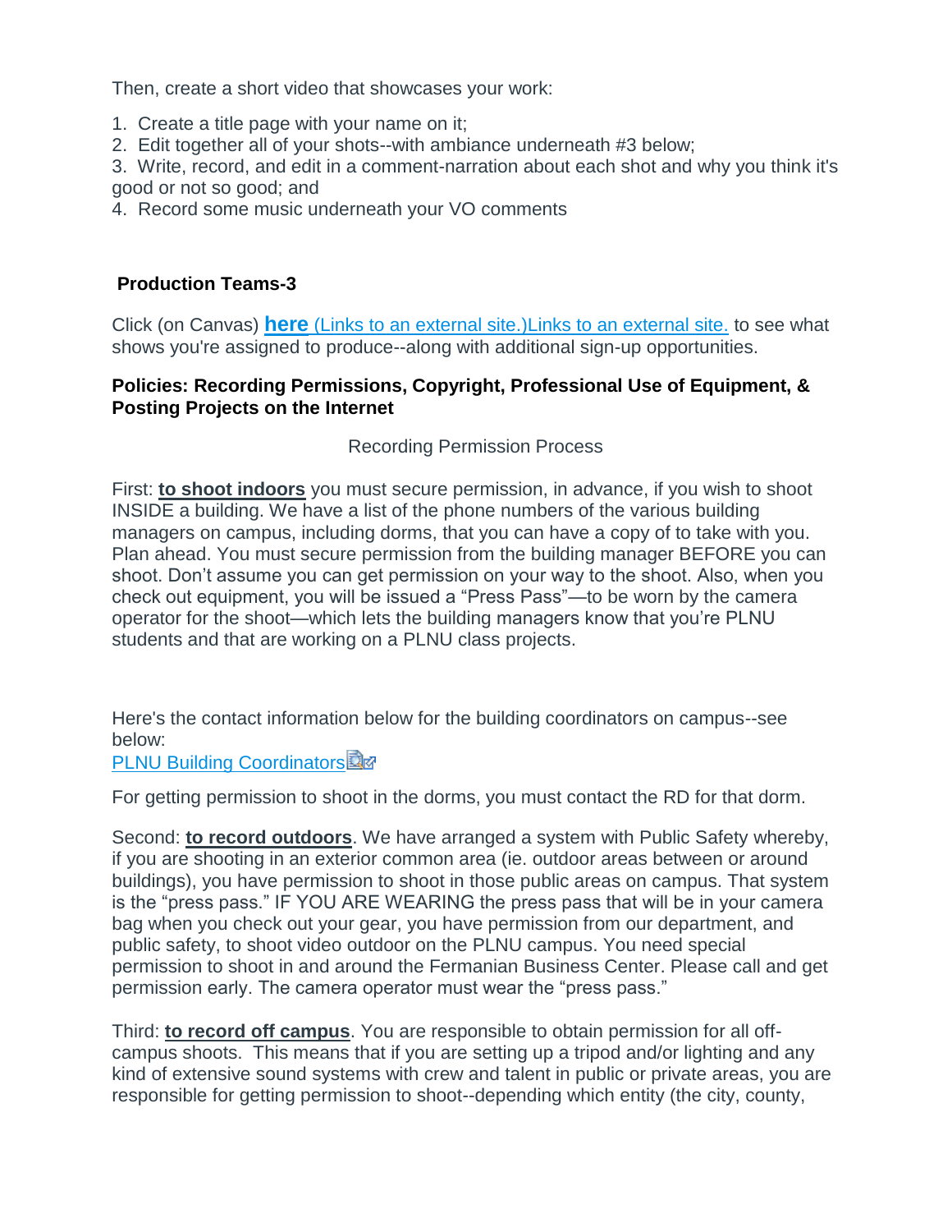Then, create a short video that showcases your work:

1. Create a title page with your name on it;
2. Edit together all of your shots--with ambiance underneath #3 below;
3. Write, record, and edit in a comment-narration about each shot and why you think it's good or not so good; and
4. Record some music underneath your VO comments

**Production Teams-3**

Click (on Canvas) **here** (Links to an external site.)Links to an external site. to see what shows you're assigned to produce--along with additional sign-up opportunities.

**Policies: Recording Permissions, Copyright, Professional Use of Equipment, & Posting Projects on the Internet**

Recording Permission Process

First: **to shoot indoors** you must secure permission, in advance, if you wish to shoot INSIDE a building. We have a list of the phone numbers of the various building managers on campus, including dorms, that you can have a copy of to take with you. Plan ahead. You must secure permission from the building manager BEFORE you can shoot. Don't assume you can get permission on your way to the shoot. Also, when you check out equipment, you will be issued a "Press Pass"—to be worn by the camera operator for the shoot—which lets the building managers know that you're PLNU students and that are working on a PLNU class projects.

Here's the contact information below for the building coordinators on campus--see below:
PLNU Building Coordinators

For getting permission to shoot in the dorms, you must contact the RD for that dorm.

Second: **to record outdoors**. We have arranged a system with Public Safety whereby, if you are shooting in an exterior common area (ie. outdoor areas between or around buildings), you have permission to shoot in those public areas on campus. That system is the "press pass." IF YOU ARE WEARING the press pass that will be in your camera bag when you check out your gear, you have permission from our department, and public safety, to shoot video outdoor on the PLNU campus. You need special permission to shoot in and around the Fermanian Business Center. Please call and get permission early. The camera operator must wear the "press pass."

Third: **to record off campus**. You are responsible to obtain permission for all off-campus shoots. This means that if you are setting up a tripod and/or lighting and any kind of extensive sound systems with crew and talent in public or private areas, you are responsible for getting permission to shoot--depending which entity (the city, county,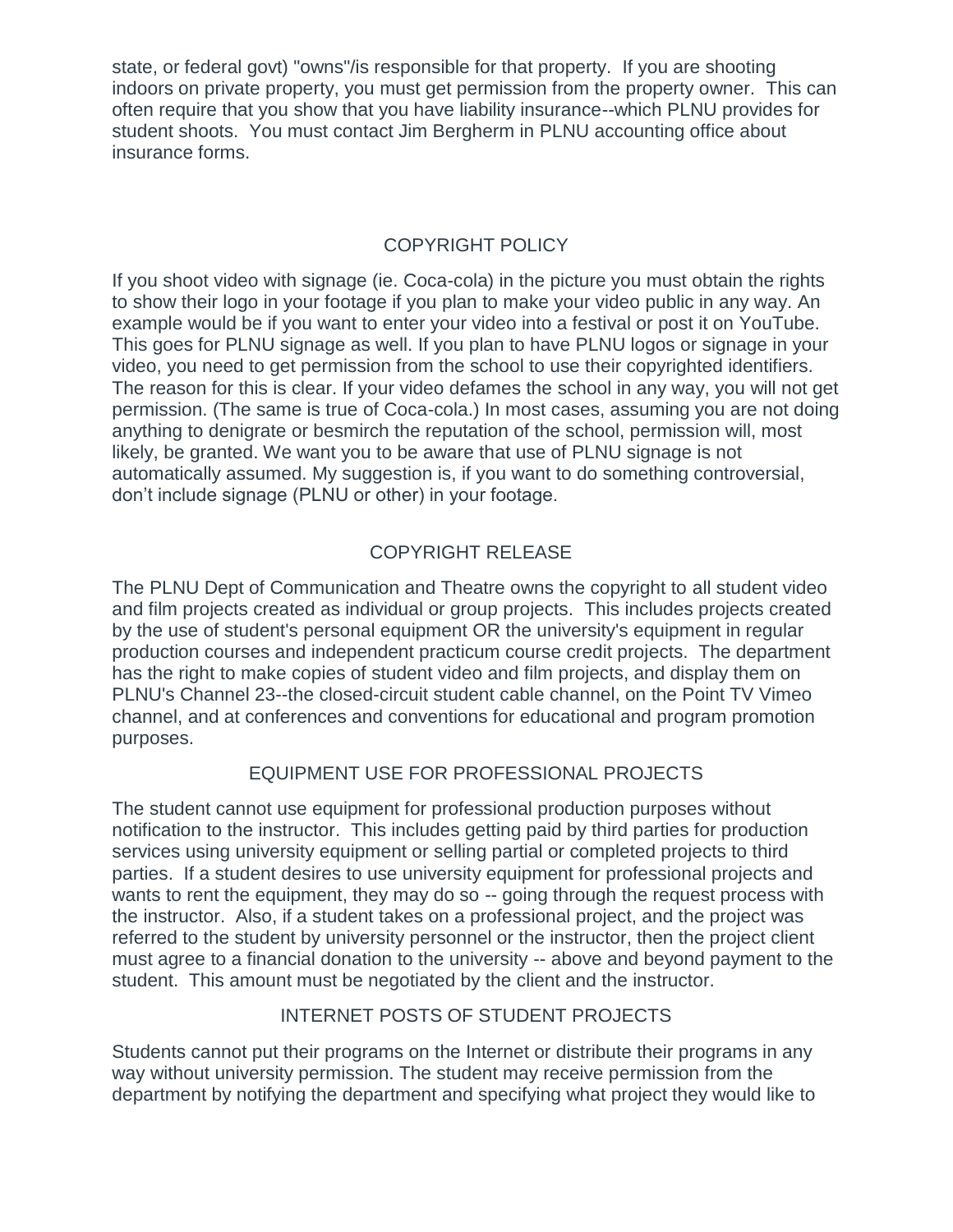state, or federal govt) "owns"/is responsible for that property. If you are shooting indoors on private property, you must get permission from the property owner. This can often require that you show that you have liability insurance--which PLNU provides for student shoots. You must contact Jim Bergherm in PLNU accounting office about insurance forms.

## COPYRIGHT POLICY

If you shoot video with signage (ie. Coca-cola) in the picture you must obtain the rights to show their logo in your footage if you plan to make your video public in any way. An example would be if you want to enter your video into a festival or post it on YouTube. This goes for PLNU signage as well. If you plan to have PLNU logos or signage in your video, you need to get permission from the school to use their copyrighted identifiers. The reason for this is clear. If your video defames the school in any way, you will not get permission. (The same is true of Coca-cola.) In most cases, assuming you are not doing anything to denigrate or besmirch the reputation of the school, permission will, most likely, be granted. We want you to be aware that use of PLNU signage is not automatically assumed. My suggestion is, if you want to do something controversial, don't include signage (PLNU or other) in your footage.

## COPYRIGHT RELEASE

The PLNU Dept of Communication and Theatre owns the copyright to all student video and film projects created as individual or group projects. This includes projects created by the use of student's personal equipment OR the university's equipment in regular production courses and independent practicum course credit projects. The department has the right to make copies of student video and film projects, and display them on PLNU's Channel 23--the closed-circuit student cable channel, on the Point TV Vimeo channel, and at conferences and conventions for educational and program promotion purposes.

## EQUIPMENT USE FOR PROFESSIONAL PROJECTS

The student cannot use equipment for professional production purposes without notification to the instructor. This includes getting paid by third parties for production services using university equipment or selling partial or completed projects to third parties. If a student desires to use university equipment for professional projects and wants to rent the equipment, they may do so -- going through the request process with the instructor. Also, if a student takes on a professional project, and the project was referred to the student by university personnel or the instructor, then the project client must agree to a financial donation to the university -- above and beyond payment to the student. This amount must be negotiated by the client and the instructor.

## INTERNET POSTS OF STUDENT PROJECTS

Students cannot put their programs on the Internet or distribute their programs in any way without university permission. The student may receive permission from the department by notifying the department and specifying what project they would like to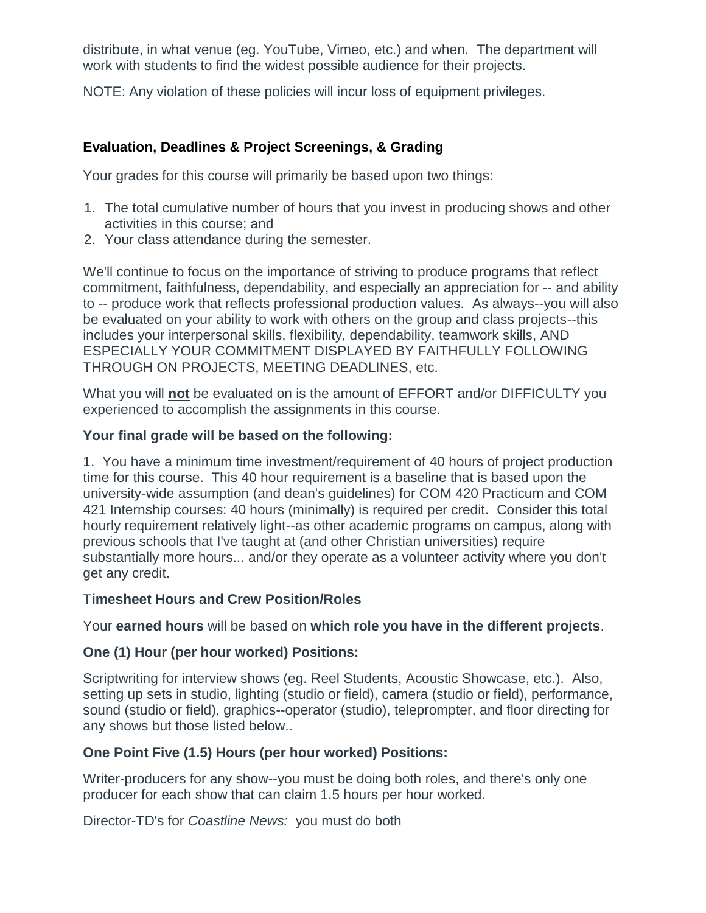distribute, in what venue (eg. YouTube, Vimeo, etc.) and when. The department will work with students to find the widest possible audience for their projects.

NOTE: Any violation of these policies will incur loss of equipment privileges.

**Evaluation, Deadlines & Project Screenings, & Grading**

Your grades for this course will primarily be based upon two things:

1. The total cumulative number of hours that you invest in producing shows and other activities in this course; and
2. Your class attendance during the semester.

We'll continue to focus on the importance of striving to produce programs that reflect commitment, faithfulness, dependability, and especially an appreciation for -- and ability to -- produce work that reflects professional production values. As always--you will also be evaluated on your ability to work with others on the group and class projects--this includes your interpersonal skills, flexibility, dependability, teamwork skills, AND ESPECIALLY YOUR COMMITMENT DISPLAYED BY FAITHFULLY FOLLOWING THROUGH ON PROJECTS, MEETING DEADLINES, etc.

What you will **not** be evaluated on is the amount of EFFORT and/or DIFFICULTY you experienced to accomplish the assignments in this course.

**Your final grade will be based on the following:**

1. You have a minimum time investment/requirement of 40 hours of project production time for this course. This 40 hour requirement is a baseline that is based upon the university-wide assumption (and dean's guidelines) for COM 420 Practicum and COM 421 Internship courses: 40 hours (minimally) is required per credit. Consider this total hourly requirement relatively light--as other academic programs on campus, along with previous schools that I've taught at (and other Christian universities) require substantially more hours... and/or they operate as a volunteer activity where you don't get any credit.

T**imesheet Hours and Crew Position/Roles**

Your **earned hours** will be based on **which role you have in the different projects**.

**One (1) Hour (per hour worked) Positions:**

Scriptwriting for interview shows (eg. Reel Students, Acoustic Showcase, etc.). Also, setting up sets in studio, lighting (studio or field), camera (studio or field), performance, sound (studio or field), graphics--operator (studio), teleprompter, and floor directing for any shows but those listed below..

**One Point Five (1.5) Hours (per hour worked) Positions:**

Writer-producers for any show--you must be doing both roles, and there's only one producer for each show that can claim 1.5 hours per hour worked.

Director-TD's for *Coastline News:* you must do both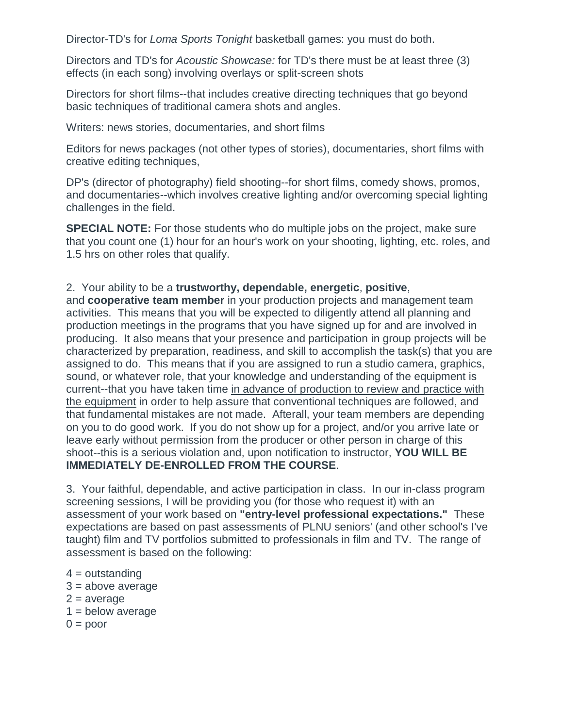Director-TD's for *Loma Sports Tonight* basketball games: you must do both.

Directors and TD's for *Acoustic Showcase:* for TD's there must be at least three (3) effects (in each song) involving overlays or split-screen shots

Directors for short films--that includes creative directing techniques that go beyond basic techniques of traditional camera shots and angles.

Writers: news stories, documentaries, and short films

Editors for news packages (not other types of stories), documentaries, short films with creative editing techniques,

DP's (director of photography) field shooting--for short films, comedy shows, promos, and documentaries--which involves creative lighting and/or overcoming special lighting challenges in the field.

**SPECIAL NOTE:** For those students who do multiple jobs on the project, make sure that you count one (1) hour for an hour's work on your shooting, lighting, etc. roles, and 1.5 hrs on other roles that qualify.

2. Your ability to be a **trustworthy, dependable, energetic**, **positive**, and **cooperative team member** in your production projects and management team activities. This means that you will be expected to diligently attend all planning and production meetings in the programs that you have signed up for and are involved in producing. It also means that your presence and participation in group projects will be characterized by preparation, readiness, and skill to accomplish the task(s) that you are assigned to do. This means that if you are assigned to run a studio camera, graphics, sound, or whatever role, that your knowledge and understanding of the equipment is current--that you have taken time <u>in advance of production to review and practice with the equipment</u> in order to help assure that conventional techniques are followed, and that fundamental mistakes are not made. Afterall, your team members are depending on you to do good work. If you do not show up for a project, and/or you arrive late or leave early without permission from the producer or other person in charge of this shoot--this is a serious violation and, upon notification to instructor, **YOU WILL BE IMMEDIATELY DE-ENROLLED FROM THE COURSE**.

3. Your faithful, dependable, and active participation in class. In our in-class program screening sessions, I will be providing you (for those who request it) with an assessment of your work based on **"entry-level professional expectations."** These expectations are based on past assessments of PLNU seniors' (and other school's I've taught) film and TV portfolios submitted to professionals in film and TV. The range of assessment is based on the following:

4 = outstanding
3 = above average
2 = average
1 = below average
0 = poor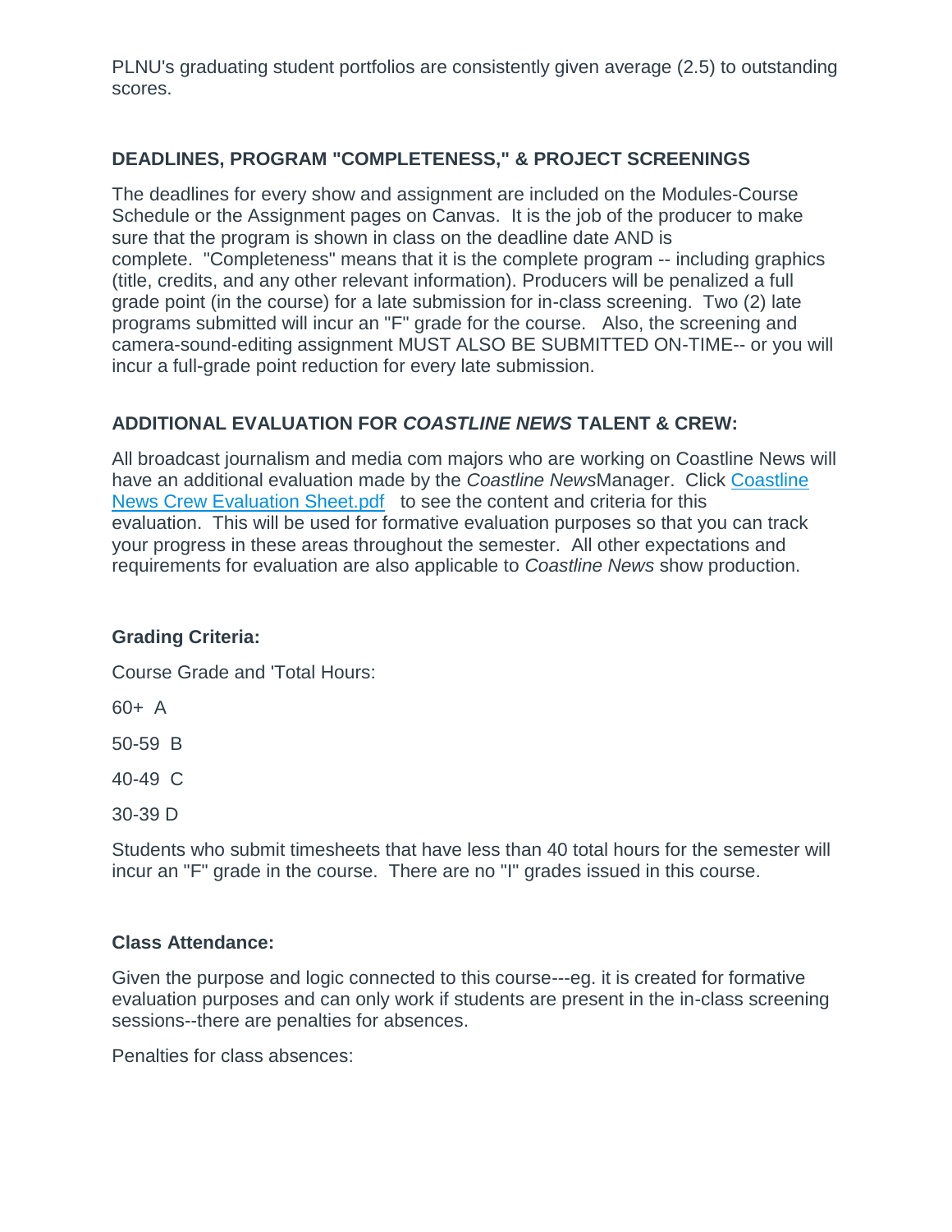PLNU's graduating student portfolios are consistently given average (2.5) to outstanding scores.

### DEADLINES, PROGRAM "COMPLETENESS," & PROJECT SCREENINGS

The deadlines for every show and assignment are included on the Modules-Course Schedule or the Assignment pages on Canvas. It is the job of the producer to make sure that the program is shown in class on the deadline date AND is complete. "Completeness" means that it is the complete program -- including graphics (title, credits, and any other relevant information). Producers will be penalized a full grade point (in the course) for a late submission for in-class screening. Two (2) late programs submitted will incur an "F" grade for the course. Also, the screening and camera-sound-editing assignment MUST ALSO BE SUBMITTED ON-TIME-- or you will incur a full-grade point reduction for every late submission.

### ADDITIONAL EVALUATION FOR *COASTLINE NEWS* TALENT & CREW:

All broadcast journalism and media com majors who are working on Coastline News will have an additional evaluation made by the *Coastline News*Manager. Click Coastline News Crew Evaluation Sheet.pdf to see the content and criteria for this evaluation. This will be used for formative evaluation purposes so that you can track your progress in these areas throughout the semester. All other expectations and requirements for evaluation are also applicable to *Coastline News* show production.

**Grading Criteria:**

Course Grade and 'Total Hours:

60+ A

50-59 B

40-49 C

30-39 D

Students who submit timesheets that have less than 40 total hours for the semester will incur an "F" grade in the course. There are no "I" grades issued in this course.

**Class Attendance:**

Given the purpose and logic connected to this course---eg. it is created for formative evaluation purposes and can only work if students are present in the in-class screening sessions--there are penalties for absences.

Penalties for class absences: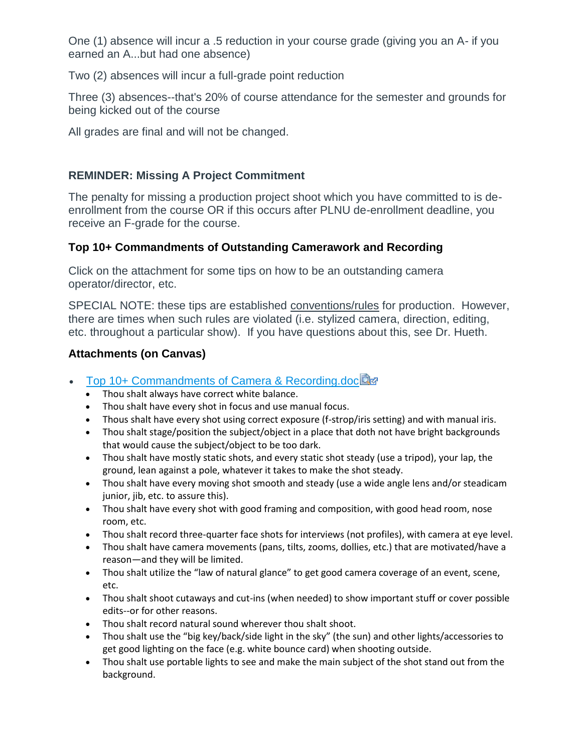One (1) absence will incur a .5 reduction in your course grade (giving you an A- if you earned an A...but had one absence)

Two (2) absences will incur a full-grade point reduction

Three (3) absences--that's 20% of course attendance for the semester and grounds for being kicked out of the course

All grades are final and will not be changed.

### REMINDER: Missing A Project Commitment

The penalty for missing a production project shoot which you have committed to is de-enrollment from the course OR if this occurs after PLNU de-enrollment deadline, you receive an F-grade for the course.

### Top 10+ Commandments of Outstanding Camerawork and Recording

Click on the attachment for some tips on how to be an outstanding camera operator/director, etc.

SPECIAL NOTE: these tips are established conventions/rules for production. However, there are times when such rules are violated (i.e. stylized camera, direction, editing, etc. throughout a particular show). If you have questions about this, see Dr. Hueth.

### Attachments (on Canvas)

- Top 10+ Commandments of Camera & Recording.doc
    - Thou shalt always have correct white balance.
    - Thou shalt have every shot in focus and use manual focus.
    - Thous shalt have every shot using correct exposure (f-strop/iris setting) and with manual iris.
    - Thou shalt stage/position the subject/object in a place that doth not have bright backgrounds that would cause the subject/object to be too dark.
    - Thou shalt have mostly static shots, and every static shot steady (use a tripod), your lap, the ground, lean against a pole, whatever it takes to make the shot steady.
    - Thou shalt have every moving shot smooth and steady (use a wide angle lens and/or steadicam junior, jib, etc. to assure this).
    - Thou shalt have every shot with good framing and composition, with good head room, nose room, etc.
    - Thou shalt record three-quarter face shots for interviews (not profiles), with camera at eye level.
    - Thou shalt have camera movements (pans, tilts, zooms, dollies, etc.) that are motivated/have a reason—and they will be limited.
    - Thou shalt utilize the "law of natural glance" to get good camera coverage of an event, scene, etc.
    - Thou shalt shoot cutaways and cut-ins (when needed) to show important stuff or cover possible edits--or for other reasons.
    - Thou shalt record natural sound wherever thou shalt shoot.
    - Thou shalt use the "big key/back/side light in the sky" (the sun) and other lights/accessories to get good lighting on the face (e.g. white bounce card) when shooting outside.
    - Thou shalt use portable lights to see and make the main subject of the shot stand out from the background.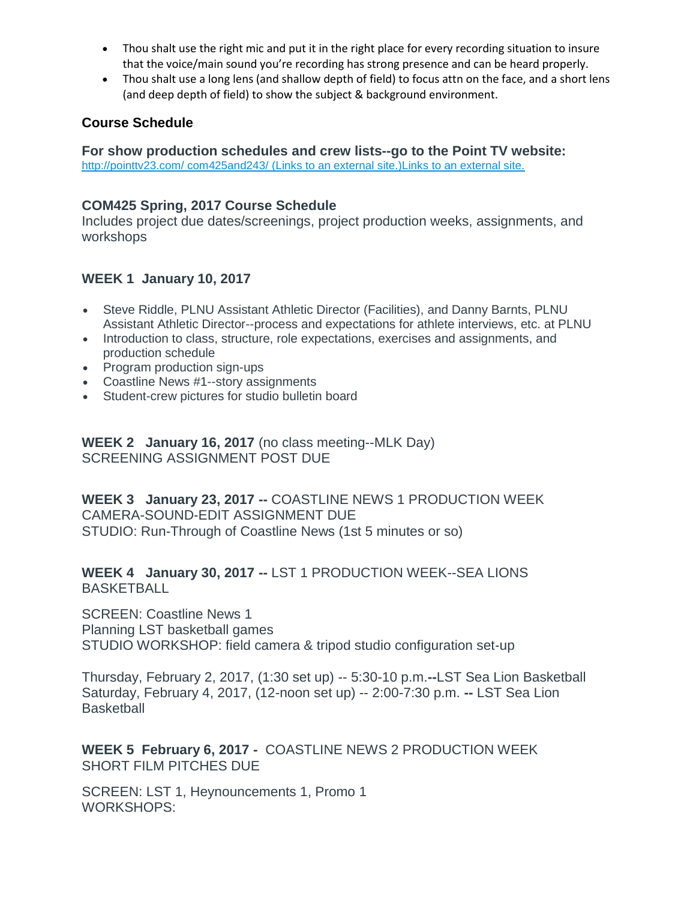- Thou shalt use the right mic and put it in the right place for every recording situation to insure that the voice/main sound you're recording has strong presence and can be heard properly.
- Thou shalt use a long lens (and shallow depth of field) to focus attn on the face, and a short lens (and deep depth of field) to show the subject & background environment.

### Course Schedule

**For show production schedules and crew lists--go to the Point TV website:**
[http://pointtv23.com/ com425and243/ (Links to an external site.)Links to an external site.](http://pointtv23.com/com425and243/)

**COM425 Spring, 2017 Course Schedule**
Includes project due dates/screenings, project production weeks, assignments, and workshops

**WEEK 1 January 10, 2017**

- Steve Riddle, PLNU Assistant Athletic Director (Facilities), and Danny Barnts, PLNU Assistant Athletic Director--process and expectations for athlete interviews, etc. at PLNU
- Introduction to class, structure, role expectations, exercises and assignments, and production schedule
- Program production sign-ups
- Coastline News #1--story assignments
- Student-crew pictures for studio bulletin board

**WEEK 2 January 16, 2017** (no class meeting--MLK Day)
SCREENING ASSIGNMENT POST DUE

**WEEK 3 January 23, 2017 --** COASTLINE NEWS 1 PRODUCTION WEEK
CAMERA-SOUND-EDIT ASSIGNMENT DUE
STUDIO: Run-Through of Coastline News (1st 5 minutes or so)

**WEEK 4 January 30, 2017 --** LST 1 PRODUCTION WEEK--SEA LIONS BASKETBALL

SCREEN: Coastline News 1
Planning LST basketball games
STUDIO WORKSHOP: field camera & tripod studio configuration set-up

Thursday, February 2, 2017, (1:30 set up) -- 5:30-10 p.m.**--**LST Sea Lion Basketball
Saturday, February 4, 2017, (12-noon set up) -- 2:00-7:30 p.m. **--** LST Sea Lion Basketball

**WEEK 5 February 6, 2017 -** COASTLINE NEWS 2 PRODUCTION WEEK
SHORT FILM PITCHES DUE

SCREEN: LST 1, Heynouncements 1, Promo 1
WORKSHOPS: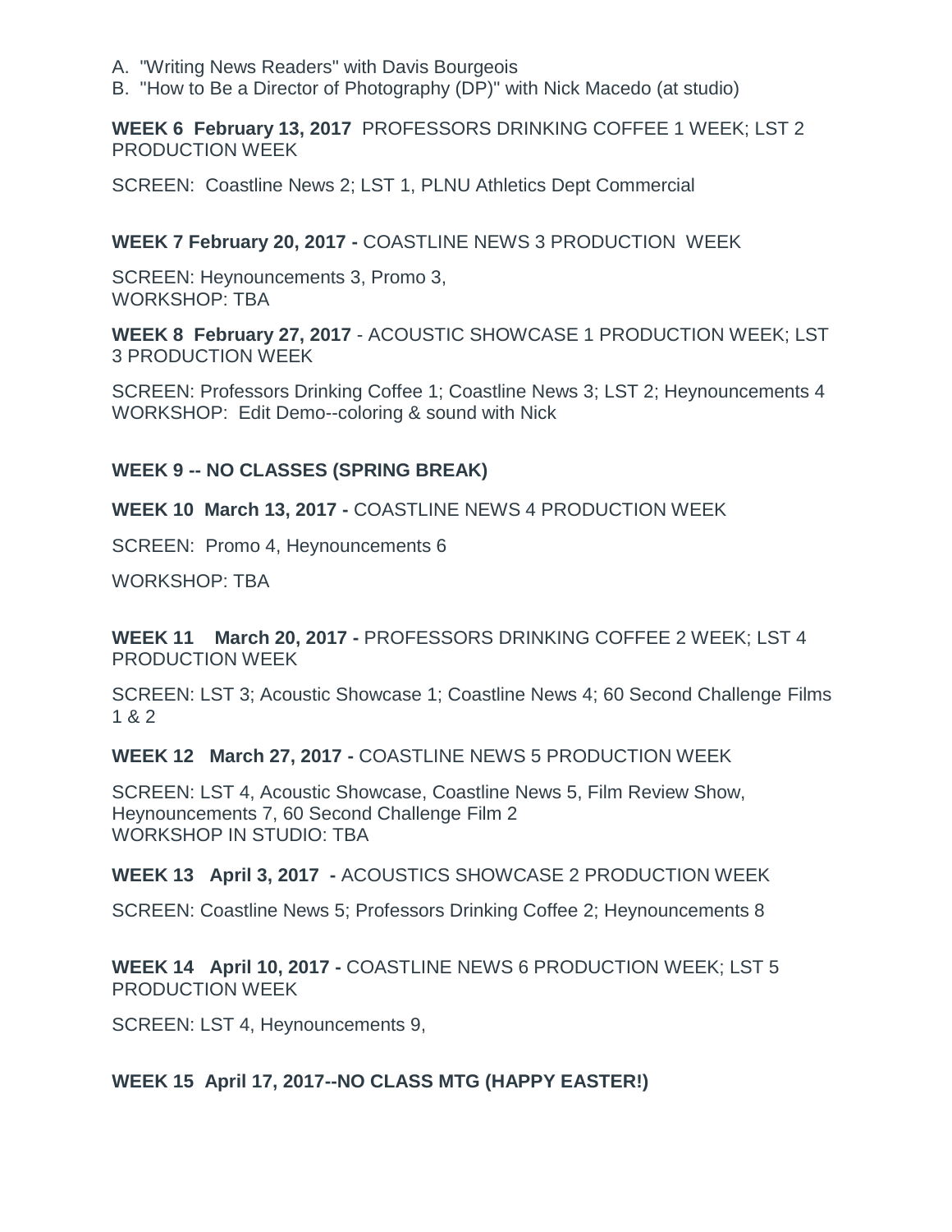A. "Writing News Readers" with Davis Bourgeois
B. "How to Be a Director of Photography (DP)" with Nick Macedo (at studio)

**WEEK 6 February 13, 2017** PROFESSORS DRINKING COFFEE 1 WEEK; LST 2 PRODUCTION WEEK

SCREEN: Coastline News 2; LST 1, PLNU Athletics Dept Commercial

**WEEK 7 February 20, 2017 -** COASTLINE NEWS 3 PRODUCTION WEEK

SCREEN: Heynouncements 3, Promo 3,
WORKSHOP: TBA

**WEEK 8 February 27, 2017** - ACOUSTIC SHOWCASE 1 PRODUCTION WEEK; LST 3 PRODUCTION WEEK

SCREEN: Professors Drinking Coffee 1; Coastline News 3; LST 2; Heynouncements 4
WORKSHOP: Edit Demo--coloring & sound with Nick

**WEEK 9 -- NO CLASSES (SPRING BREAK)**

**WEEK 10 March 13, 2017 -** COASTLINE NEWS 4 PRODUCTION WEEK

SCREEN: Promo 4, Heynouncements 6

WORKSHOP: TBA

**WEEK 11 March 20, 2017 -** PROFESSORS DRINKING COFFEE 2 WEEK; LST 4 PRODUCTION WEEK

SCREEN: LST 3; Acoustic Showcase 1; Coastline News 4; 60 Second Challenge Films 1 & 2

**WEEK 12 March 27, 2017 -** COASTLINE NEWS 5 PRODUCTION WEEK

SCREEN: LST 4, Acoustic Showcase, Coastline News 5, Film Review Show, Heynouncements 7, 60 Second Challenge Film 2
WORKSHOP IN STUDIO: TBA

**WEEK 13 April 3, 2017 -** ACOUSTICS SHOWCASE 2 PRODUCTION WEEK

SCREEN: Coastline News 5; Professors Drinking Coffee 2; Heynouncements 8

**WEEK 14 April 10, 2017 -** COASTLINE NEWS 6 PRODUCTION WEEK; LST 5 PRODUCTION WEEK

SCREEN: LST 4, Heynouncements 9,

**WEEK 15 April 17, 2017--NO CLASS MTG (HAPPY EASTER!)**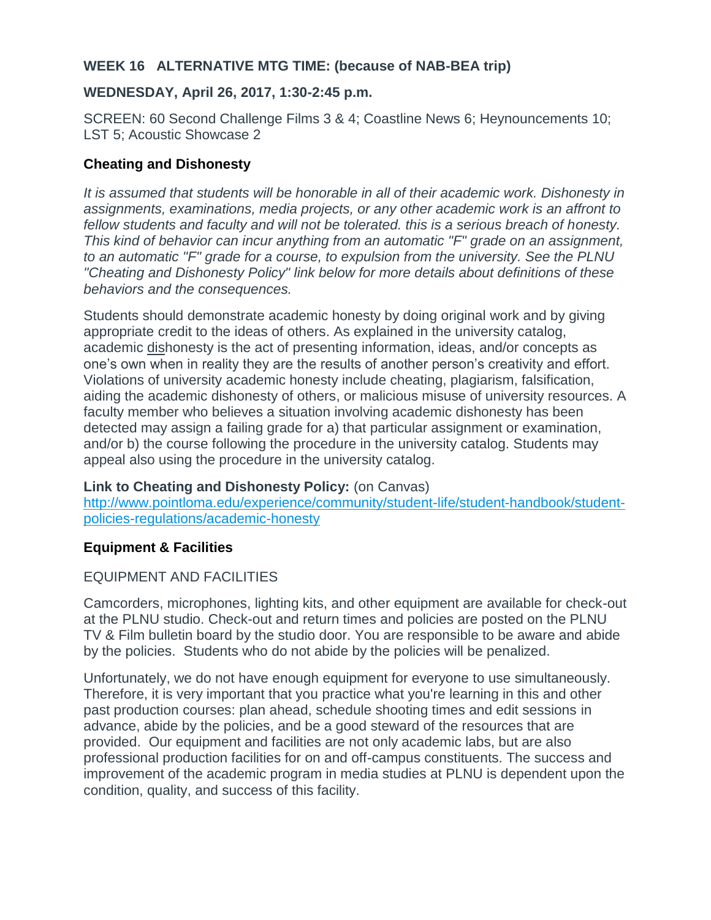**WEEK 16 ALTERNATIVE MTG TIME: (because of NAB-BEA trip)**

**WEDNESDAY, April 26, 2017, 1:30-2:45 p.m.**

SCREEN: 60 Second Challenge Films 3 & 4; Coastline News 6; Heynouncements 10; LST 5; Acoustic Showcase 2

### Cheating and Dishonesty

*It is assumed that students will be honorable in all of their academic work. Dishonesty in assignments, examinations, media projects, or any other academic work is an affront to fellow students and faculty and will not be tolerated. this is a serious breach of honesty. This kind of behavior can incur anything from an automatic "F" grade on an assignment, to an automatic "F" grade for a course, to expulsion from the university. See the PLNU "Cheating and Dishonesty Policy" link below for more details about definitions of these behaviors and the consequences.*

Students should demonstrate academic honesty by doing original work and by giving appropriate credit to the ideas of others. As explained in the university catalog, academic <u>dis</u>honesty is the act of presenting information, ideas, and/or concepts as one's own when in reality they are the results of another person's creativity and effort. Violations of university academic honesty include cheating, plagiarism, falsification, aiding the academic dishonesty of others, or malicious misuse of university resources. A faculty member who believes a situation involving academic dishonesty has been detected may assign a failing grade for a) that particular assignment or examination, and/or b) the course following the procedure in the university catalog. Students may appeal also using the procedure in the university catalog.

**Link to Cheating and Dishonesty Policy:** (on Canvas)
[http://www.pointloma.edu/experience/community/student-life/student-handbook/student-policies-regulations/academic-honesty](http://www.pointloma.edu/experience/community/student-life/student-handbook/student-policies-regulations/academic-honesty)

### Equipment & Facilities

EQUIPMENT AND FACILITIES

Camcorders, microphones, lighting kits, and other equipment are available for check-out at the PLNU studio. Check-out and return times and policies are posted on the PLNU TV & Film bulletin board by the studio door. You are responsible to be aware and abide by the policies. Students who do not abide by the policies will be penalized.

Unfortunately, we do not have enough equipment for everyone to use simultaneously. Therefore, it is very important that you practice what you're learning in this and other past production courses: plan ahead, schedule shooting times and edit sessions in advance, abide by the policies, and be a good steward of the resources that are provided. Our equipment and facilities are not only academic labs, but are also professional production facilities for on and off-campus constituents. The success and improvement of the academic program in media studies at PLNU is dependent upon the condition, quality, and success of this facility.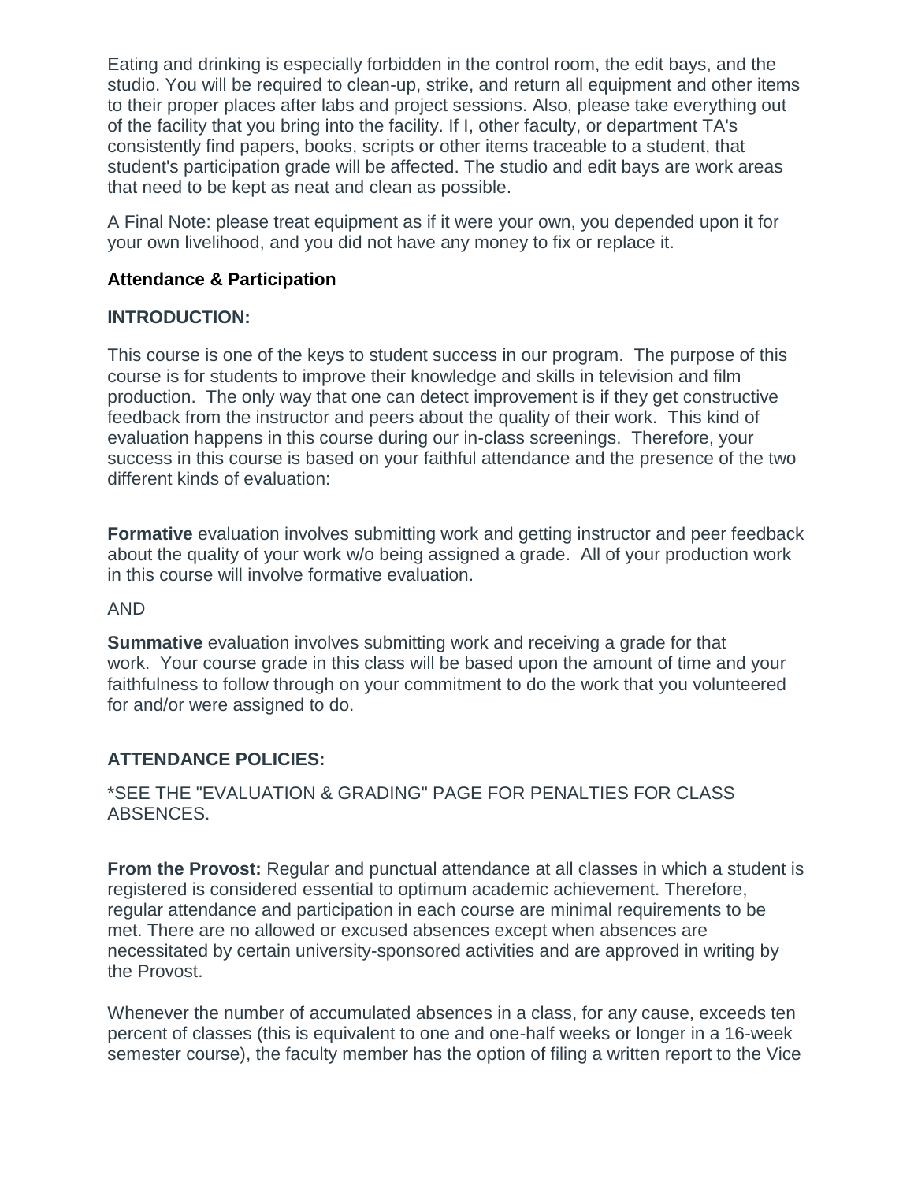Eating and drinking is especially forbidden in the control room, the edit bays, and the studio. You will be required to clean-up, strike, and return all equipment and other items to their proper places after labs and project sessions. Also, please take everything out of the facility that you bring into the facility. If I, other faculty, or department TA's consistently find papers, books, scripts or other items traceable to a student, that student's participation grade will be affected. The studio and edit bays are work areas that need to be kept as neat and clean as possible.

A Final Note: please treat equipment as if it were your own, you depended upon it for your own livelihood, and you did not have any money to fix or replace it.

**Attendance & Participation**

**INTRODUCTION:**

This course is one of the keys to student success in our program. The purpose of this course is for students to improve their knowledge and skills in television and film production. The only way that one can detect improvement is if they get constructive feedback from the instructor and peers about the quality of their work. This kind of evaluation happens in this course during our in-class screenings. Therefore, your success in this course is based on your faithful attendance and the presence of the two different kinds of evaluation:

**Formative** evaluation involves submitting work and getting instructor and peer feedback about the quality of your work <u>w/o being assigned a grade</u>. All of your production work in this course will involve formative evaluation.

AND

**Summative** evaluation involves submitting work and receiving a grade for that work. Your course grade in this class will be based upon the amount of time and your faithfulness to follow through on your commitment to do the work that you volunteered for and/or were assigned to do.

**ATTENDANCE POLICIES:**

*SEE THE "EVALUATION & GRADING" PAGE FOR PENALTIES FOR CLASS ABSENCES.

**From the Provost:** Regular and punctual attendance at all classes in which a student is registered is considered essential to optimum academic achievement. Therefore, regular attendance and participation in each course are minimal requirements to be met. There are no allowed or excused absences except when absences are necessitated by certain university-sponsored activities and are approved in writing by the Provost.

Whenever the number of accumulated absences in a class, for any cause, exceeds ten percent of classes (this is equivalent to one and one-half weeks or longer in a 16-week semester course), the faculty member has the option of filing a written report to the Vice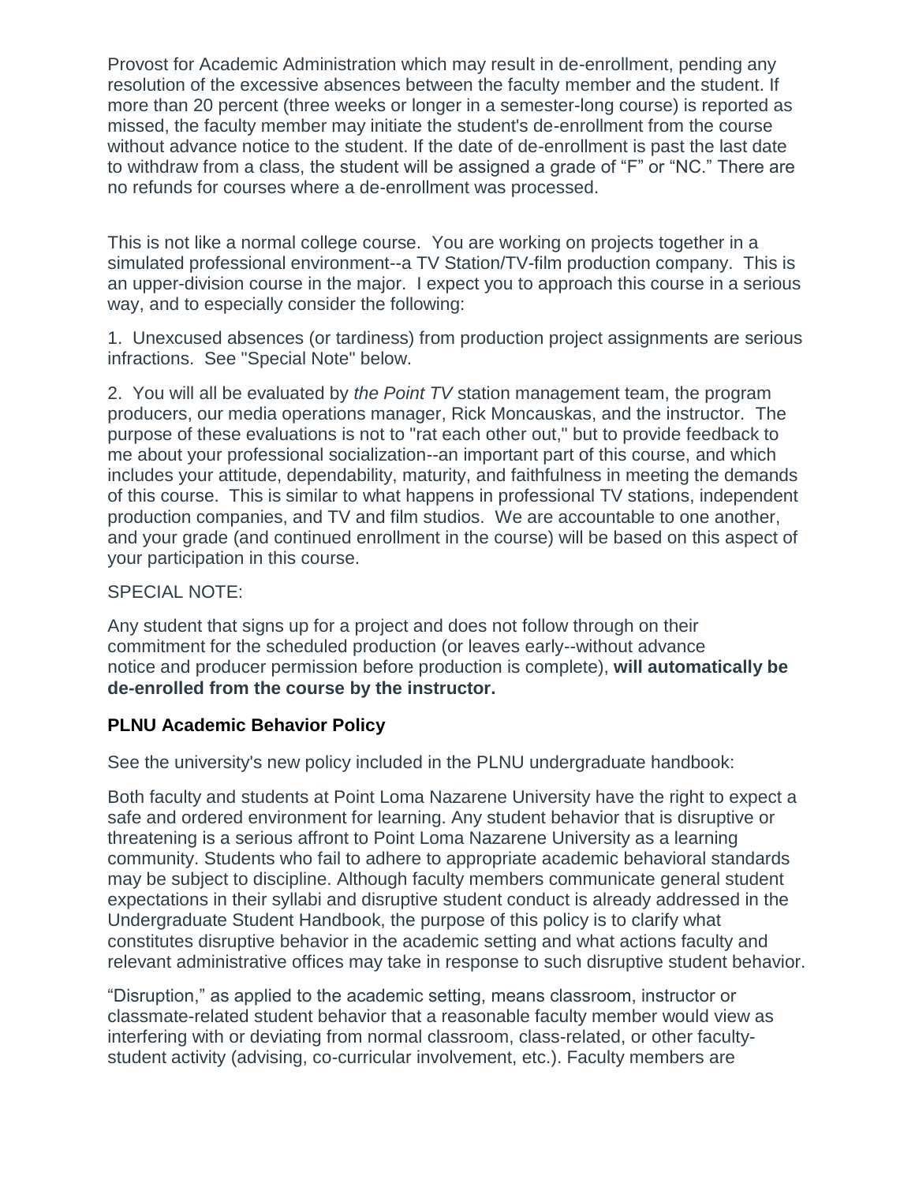Provost for Academic Administration which may result in de-enrollment, pending any resolution of the excessive absences between the faculty member and the student. If more than 20 percent (three weeks or longer in a semester-long course) is reported as missed, the faculty member may initiate the student's de-enrollment from the course without advance notice to the student. If the date of de-enrollment is past the last date to withdraw from a class, the student will be assigned a grade of "F" or "NC." There are no refunds for courses where a de-enrollment was processed.

This is not like a normal college course. You are working on projects together in a simulated professional environment--a TV Station/TV-film production company. This is an upper-division course in the major. I expect you to approach this course in a serious way, and to especially consider the following:

1. Unexcused absences (or tardiness) from production project assignments are serious infractions. See "Special Note" below.

2. You will all be evaluated by *the Point TV* station management team, the program producers, our media operations manager, Rick Moncauskas, and the instructor. The purpose of these evaluations is not to "rat each other out," but to provide feedback to me about your professional socialization--an important part of this course, and which includes your attitude, dependability, maturity, and faithfulness in meeting the demands of this course. This is similar to what happens in professional TV stations, independent production companies, and TV and film studios. We are accountable to one another, and your grade (and continued enrollment in the course) will be based on this aspect of your participation in this course.

SPECIAL NOTE:

Any student that signs up for a project and does not follow through on their commitment for the scheduled production (or leaves early--without advance notice and producer permission before production is complete), **will automatically be de-enrolled from the course by the instructor.**

**PLNU Academic Behavior Policy**

See the university's new policy included in the PLNU undergraduate handbook:

Both faculty and students at Point Loma Nazarene University have the right to expect a safe and ordered environment for learning. Any student behavior that is disruptive or threatening is a serious affront to Point Loma Nazarene University as a learning community. Students who fail to adhere to appropriate academic behavioral standards may be subject to discipline. Although faculty members communicate general student expectations in their syllabi and disruptive student conduct is already addressed in the Undergraduate Student Handbook, the purpose of this policy is to clarify what constitutes disruptive behavior in the academic setting and what actions faculty and relevant administrative offices may take in response to such disruptive student behavior.

"Disruption," as applied to the academic setting, means classroom, instructor or classmate-related student behavior that a reasonable faculty member would view as interfering with or deviating from normal classroom, class-related, or other faculty-student activity (advising, co-curricular involvement, etc.). Faculty members are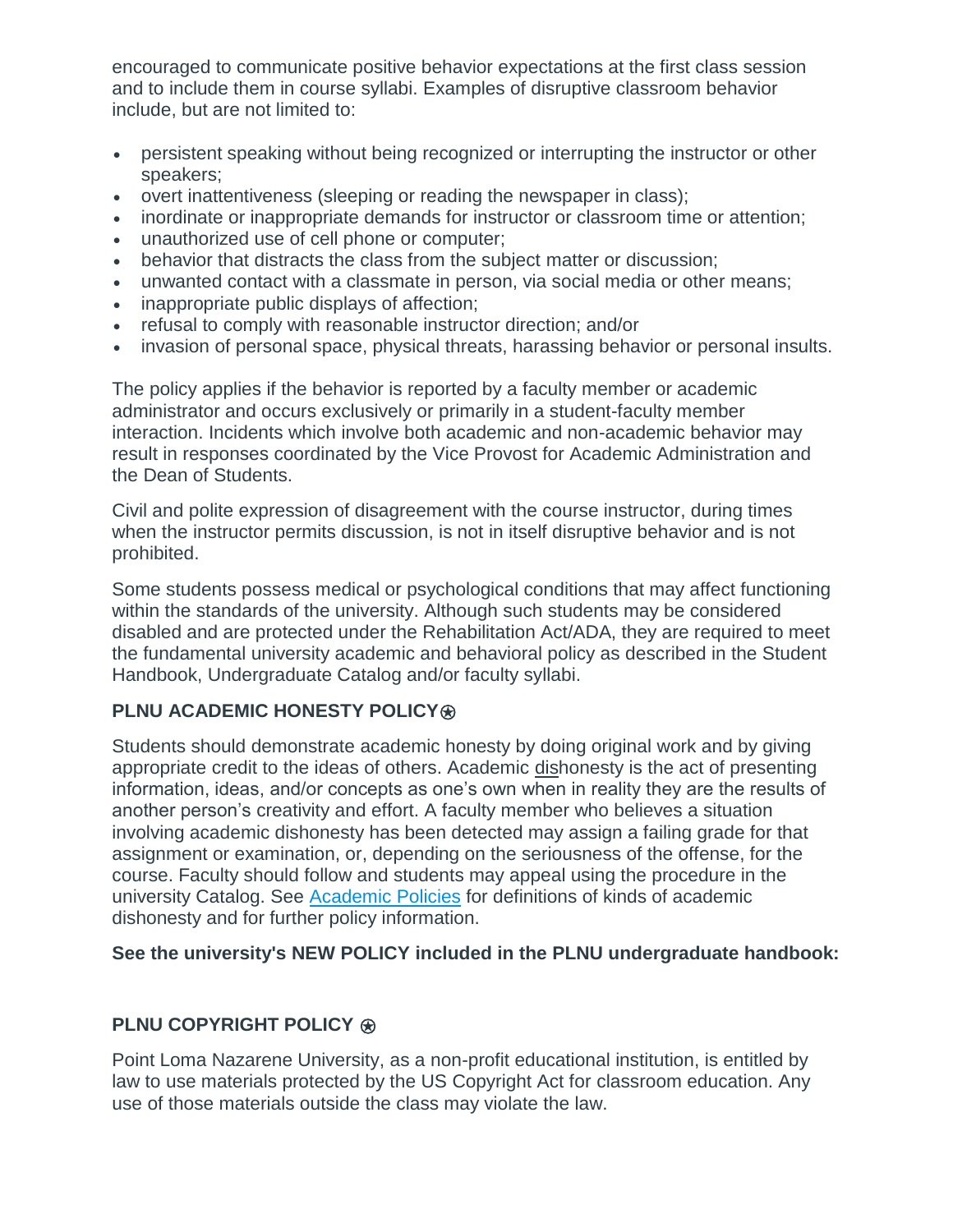encouraged to communicate positive behavior expectations at the first class session and to include them in course syllabi. Examples of disruptive classroom behavior include, but are not limited to:

- persistent speaking without being recognized or interrupting the instructor or other speakers;
- overt inattentiveness (sleeping or reading the newspaper in class);
- inordinate or inappropriate demands for instructor or classroom time or attention;
- unauthorized use of cell phone or computer;
- behavior that distracts the class from the subject matter or discussion;
- unwanted contact with a classmate in person, via social media or other means;
- inappropriate public displays of affection;
- refusal to comply with reasonable instructor direction; and/or
- invasion of personal space, physical threats, harassing behavior or personal insults.

The policy applies if the behavior is reported by a faculty member or academic administrator and occurs exclusively or primarily in a student-faculty member interaction. Incidents which involve both academic and non-academic behavior may result in responses coordinated by the Vice Provost for Academic Administration and the Dean of Students.

Civil and polite expression of disagreement with the course instructor, during times when the instructor permits discussion, is not in itself disruptive behavior and is not prohibited.

Some students possess medical or psychological conditions that may affect functioning within the standards of the university. Although such students may be considered disabled and are protected under the Rehabilitation Act/ADA, they are required to meet the fundamental university academic and behavioral policy as described in the Student Handbook, Undergraduate Catalog and/or faculty syllabi.

### PLNU ACADEMIC HONESTY POLICY⍟

Students should demonstrate academic honesty by doing original work and by giving appropriate credit to the ideas of others. Academic dishonesty is the act of presenting information, ideas, and/or concepts as one's own when in reality they are the results of another person's creativity and effort. A faculty member who believes a situation involving academic dishonesty has been detected may assign a failing grade for that assignment or examination, or, depending on the seriousness of the offense, for the course. Faculty should follow and students may appeal using the procedure in the university Catalog. See Academic Policies for definitions of kinds of academic dishonesty and for further policy information.

**See the university's NEW POLICY included in the PLNU undergraduate handbook:**

### PLNU COPYRIGHT POLICY ⍟

Point Loma Nazarene University, as a non-profit educational institution, is entitled by law to use materials protected by the US Copyright Act for classroom education. Any use of those materials outside the class may violate the law.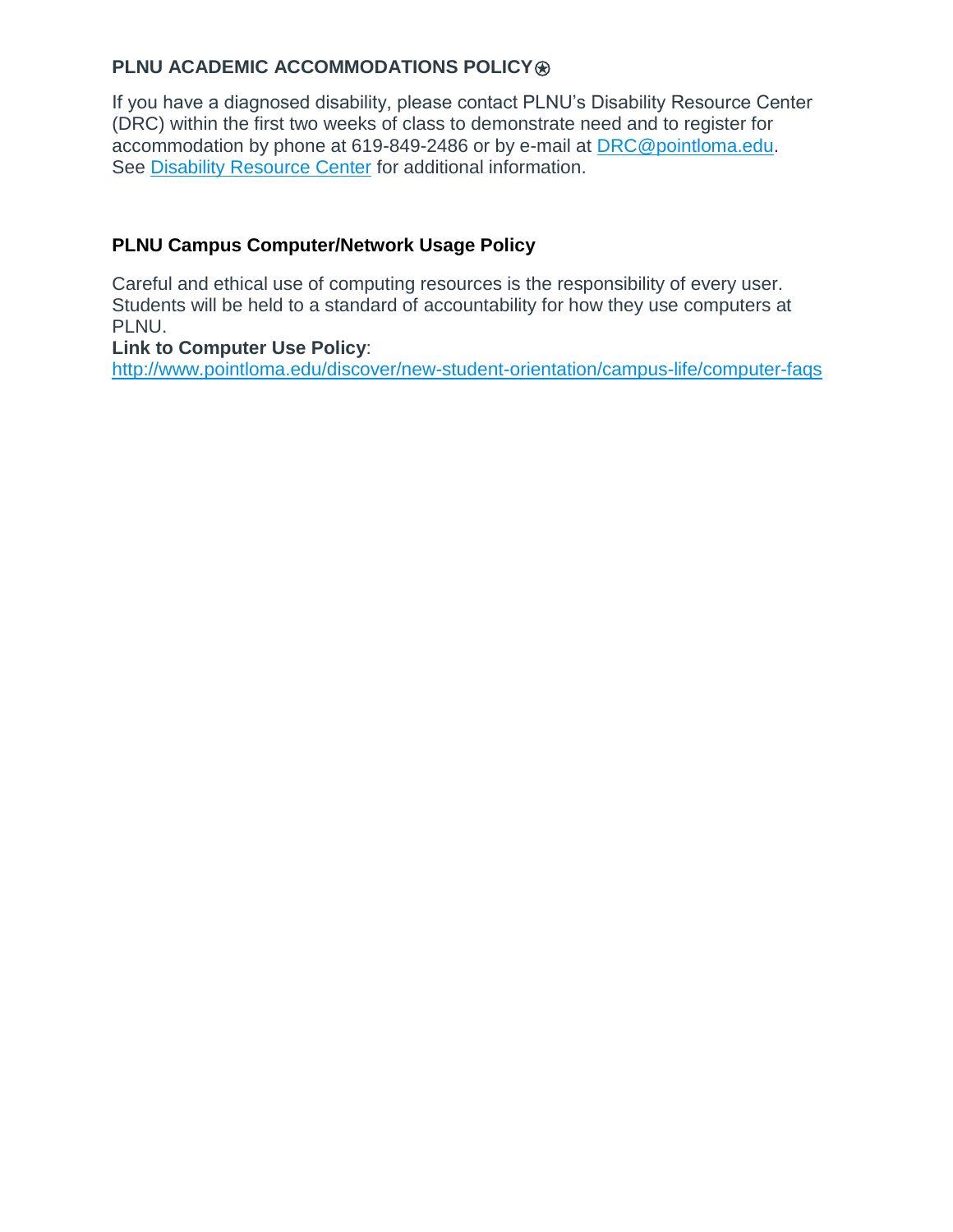### PLNU ACADEMIC ACCOMMODATIONS POLICY⍟

If you have a diagnosed disability, please contact PLNU's Disability Resource Center (DRC) within the first two weeks of class to demonstrate need and to register for accommodation by phone at 619-849-2486 or by e-mail at DRC@pointloma.edu. See Disability Resource Center for additional information.

### PLNU Campus Computer/Network Usage Policy

Careful and ethical use of computing resources is the responsibility of every user. Students will be held to a standard of accountability for how they use computers at PLNU.

**Link to Computer Use Policy**:
http://www.pointloma.edu/discover/new-student-orientation/campus-life/computer-faqs